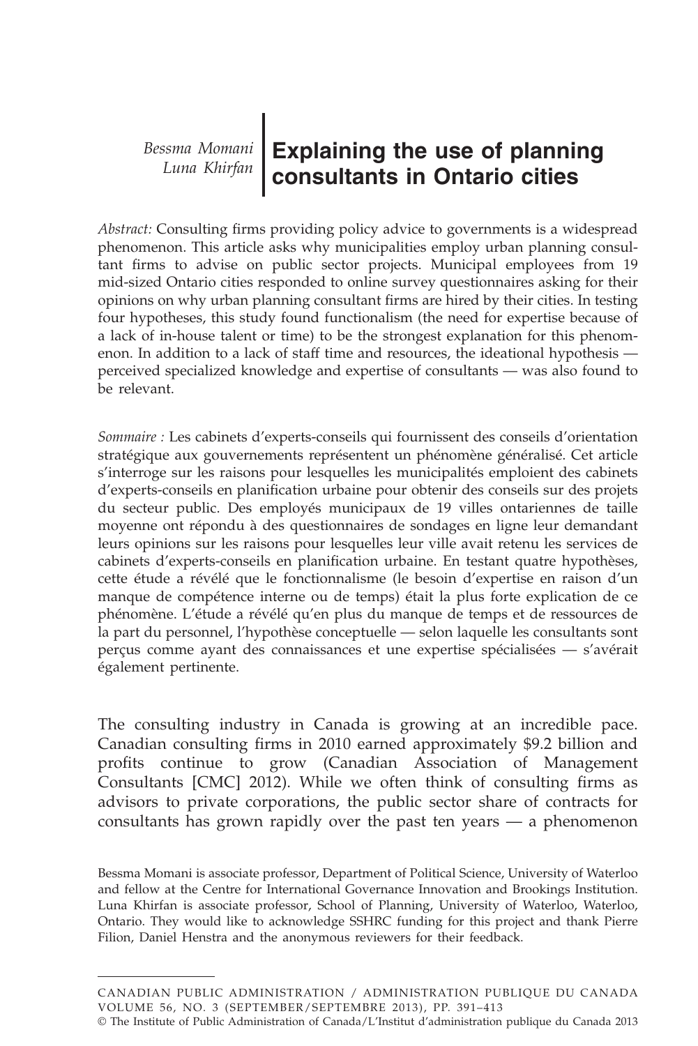*Bessma Momani*
*Luna Khirfan*

# Explaining the use of planning consultants in Ontario cities

*Abstract:* Consulting firms providing policy advice to governments is a widespread phenomenon. This article asks why municipalities employ urban planning consultant firms to advise on public sector projects. Municipal employees from 19 mid-sized Ontario cities responded to online survey questionnaires asking for their opinions on why urban planning consultant firms are hired by their cities. In testing four hypotheses, this study found functionalism (the need for expertise because of a lack of in-house talent or time) to be the strongest explanation for this phenomenon. In addition to a lack of staff time and resources, the ideational hypothesis — perceived specialized knowledge and expertise of consultants — was also found to be relevant.

*Sommaire :* Les cabinets d'experts-conseils qui fournissent des conseils d'orientation stratégique aux gouvernements représentent un phénomène généralisé. Cet article s'interroge sur les raisons pour lesquelles les municipalités emploient des cabinets d'experts-conseils en planification urbaine pour obtenir des conseils sur des projets du secteur public. Des employés municipaux de 19 villes ontariennes de taille moyenne ont répondu à des questionnaires de sondages en ligne leur demandant leurs opinions sur les raisons pour lesquelles leur ville avait retenu les services de cabinets d'experts-conseils en planification urbaine. En testant quatre hypothèses, cette étude a révélé que le fonctionnalisme (le besoin d'expertise en raison d'un manque de compétence interne ou de temps) était la plus forte explication de ce phénomène. L'étude a révélé qu'en plus du manque de temps et de ressources de la part du personnel, l'hypothèse conceptuelle — selon laquelle les consultants sont perçus comme ayant des connaissances et une expertise spécialisées — s'avérait également pertinente.

The consulting industry in Canada is growing at an incredible pace. Canadian consulting firms in 2010 earned approximately $9.2 billion and profits continue to grow (Canadian Association of Management Consultants [CMC] 2012). While we often think of consulting firms as advisors to private corporations, the public sector share of contracts for consultants has grown rapidly over the past ten years — a phenomenon

Bessma Momani is associate professor, Department of Political Science, University of Waterloo and fellow at the Centre for International Governance Innovation and Brookings Institution. Luna Khirfan is associate professor, School of Planning, University of Waterloo, Waterloo, Ontario. They would like to acknowledge SSHRC funding for this project and thank Pierre Filion, Daniel Henstra and the anonymous reviewers for their feedback.

© The Institute of Public Administration of Canada/L'Institut d'administration publique du Canada 2013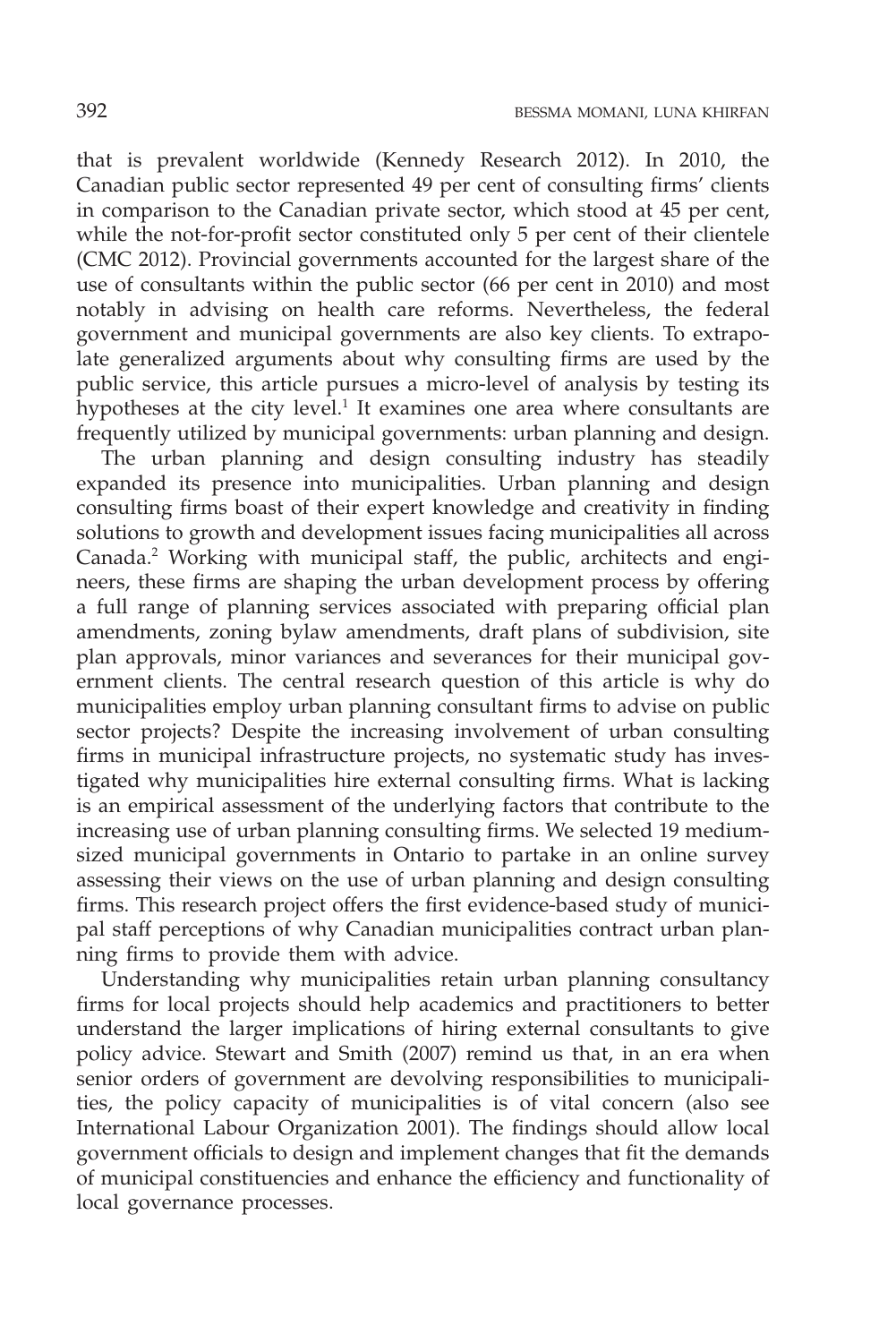that is prevalent worldwide (Kennedy Research 2012). In 2010, the Canadian public sector represented 49 per cent of consulting firms' clients in comparison to the Canadian private sector, which stood at 45 per cent, while the not-for-profit sector constituted only 5 per cent of their clientele (CMC 2012). Provincial governments accounted for the largest share of the use of consultants within the public sector (66 per cent in 2010) and most notably in advising on health care reforms. Nevertheless, the federal government and municipal governments are also key clients. To extrapolate generalized arguments about why consulting firms are used by the public service, this article pursues a micro-level of analysis by testing its hypotheses at the city level.[1] It examines one area where consultants are frequently utilized by municipal governments: urban planning and design.

The urban planning and design consulting industry has steadily expanded its presence into municipalities. Urban planning and design consulting firms boast of their expert knowledge and creativity in finding solutions to growth and development issues facing municipalities all across Canada.[2] Working with municipal staff, the public, architects and engineers, these firms are shaping the urban development process by offering a full range of planning services associated with preparing official plan amendments, zoning bylaw amendments, draft plans of subdivision, site plan approvals, minor variances and severances for their municipal government clients. The central research question of this article is why do municipalities employ urban planning consultant firms to advise on public sector projects? Despite the increasing involvement of urban consulting firms in municipal infrastructure projects, no systematic study has investigated why municipalities hire external consulting firms. What is lacking is an empirical assessment of the underlying factors that contribute to the increasing use of urban planning consulting firms. We selected 19 medium-sized municipal governments in Ontario to partake in an online survey assessing their views on the use of urban planning and design consulting firms. This research project offers the first evidence-based study of municipal staff perceptions of why Canadian municipalities contract urban planning firms to provide them with advice.

Understanding why municipalities retain urban planning consultancy firms for local projects should help academics and practitioners to better understand the larger implications of hiring external consultants to give policy advice. Stewart and Smith (2007) remind us that, in an era when senior orders of government are devolving responsibilities to municipalities, the policy capacity of municipalities is of vital concern (also see International Labour Organization 2001). The findings should allow local government officials to design and implement changes that fit the demands of municipal constituencies and enhance the efficiency and functionality of local governance processes.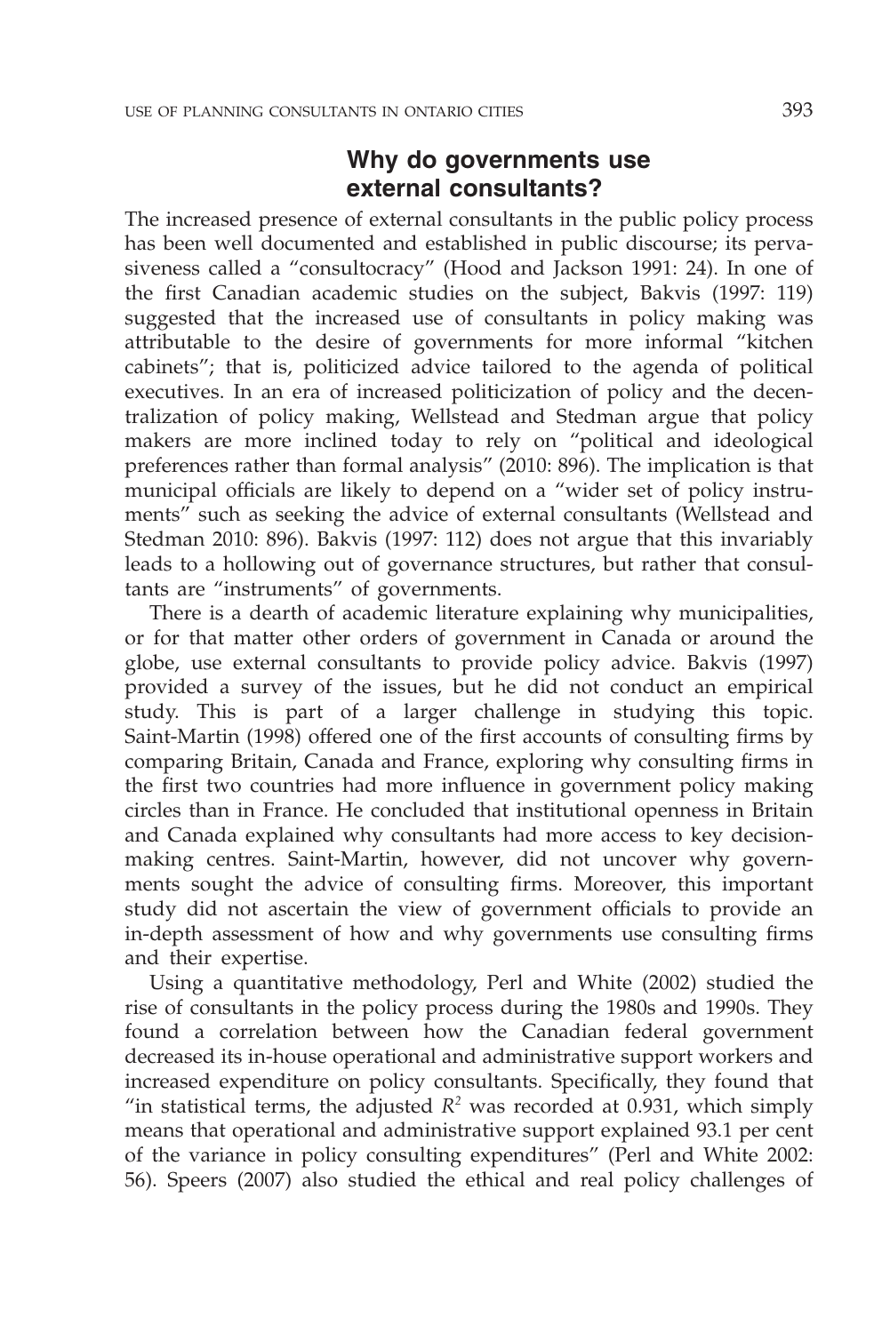## Why do governments use external consultants?

The increased presence of external consultants in the public policy process has been well documented and established in public discourse; its pervasiveness called a "consultocracy" (Hood and Jackson 1991: 24). In one of the first Canadian academic studies on the subject, Bakvis (1997: 119) suggested that the increased use of consultants in policy making was attributable to the desire of governments for more informal "kitchen cabinets"; that is, politicized advice tailored to the agenda of political executives. In an era of increased politicization of policy and the decentralization of policy making, Wellstead and Stedman argue that policy makers are more inclined today to rely on "political and ideological preferences rather than formal analysis" (2010: 896). The implication is that municipal officials are likely to depend on a "wider set of policy instruments" such as seeking the advice of external consultants (Wellstead and Stedman 2010: 896). Bakvis (1997: 112) does not argue that this invariably leads to a hollowing out of governance structures, but rather that consultants are "instruments" of governments.

There is a dearth of academic literature explaining why municipalities, or for that matter other orders of government in Canada or around the globe, use external consultants to provide policy advice. Bakvis (1997) provided a survey of the issues, but he did not conduct an empirical study. This is part of a larger challenge in studying this topic. Saint-Martin (1998) offered one of the first accounts of consulting firms by comparing Britain, Canada and France, exploring why consulting firms in the first two countries had more influence in government policy making circles than in France. He concluded that institutional openness in Britain and Canada explained why consultants had more access to key decision-making centres. Saint-Martin, however, did not uncover why governments sought the advice of consulting firms. Moreover, this important study did not ascertain the view of government officials to provide an in-depth assessment of how and why governments use consulting firms and their expertise.

Using a quantitative methodology, Perl and White (2002) studied the rise of consultants in the policy process during the 1980s and 1990s. They found a correlation between how the Canadian federal government decreased its in-house operational and administrative support workers and increased expenditure on policy consultants. Specifically, they found that "in statistical terms, the adjusted $R^2$ was recorded at 0.931, which simply means that operational and administrative support explained 93.1 per cent of the variance in policy consulting expenditures" (Perl and White 2002: 56). Speers (2007) also studied the ethical and real policy challenges of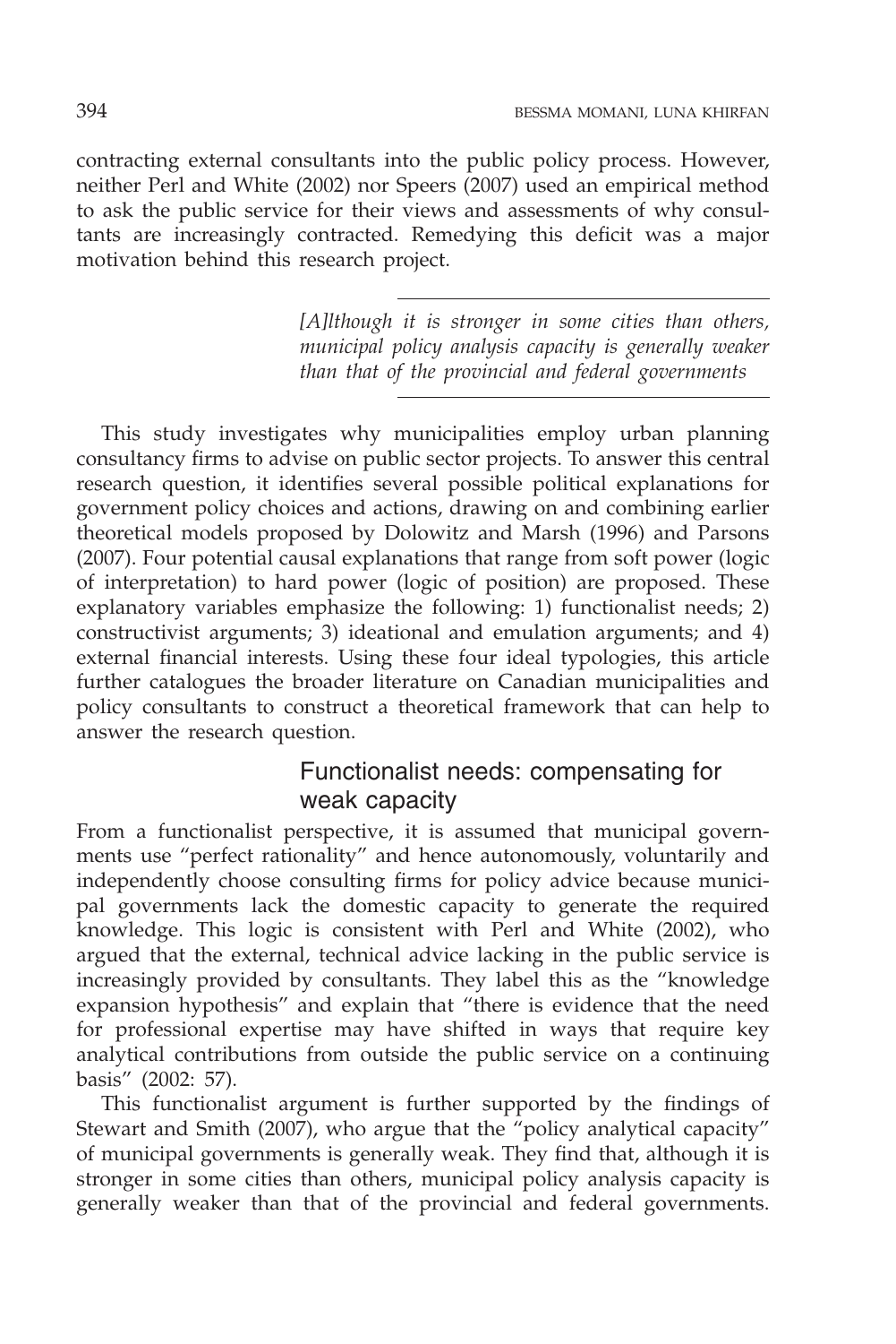contracting external consultants into the public policy process. However, neither Perl and White (2002) nor Speers (2007) used an empirical method to ask the public service for their views and assessments of why consultants are increasingly contracted. Remedying this deficit was a major motivation behind this research project.

> *[A]lthough it is stronger in some cities than others, municipal policy analysis capacity is generally weaker than that of the provincial and federal governments*

This study investigates why municipalities employ urban planning consultancy firms to advise on public sector projects. To answer this central research question, it identifies several possible political explanations for government policy choices and actions, drawing on and combining earlier theoretical models proposed by Dolowitz and Marsh (1996) and Parsons (2007). Four potential causal explanations that range from soft power (logic of interpretation) to hard power (logic of position) are proposed. These explanatory variables emphasize the following: 1) functionalist needs; 2) constructivist arguments; 3) ideational and emulation arguments; and 4) external financial interests. Using these four ideal typologies, this article further catalogues the broader literature on Canadian municipalities and policy consultants to construct a theoretical framework that can help to answer the research question.

## Functionalist needs: compensating for weak capacity

From a functionalist perspective, it is assumed that municipal governments use "perfect rationality" and hence autonomously, voluntarily and independently choose consulting firms for policy advice because municipal governments lack the domestic capacity to generate the required knowledge. This logic is consistent with Perl and White (2002), who argued that the external, technical advice lacking in the public service is increasingly provided by consultants. They label this as the "knowledge expansion hypothesis" and explain that "there is evidence that the need for professional expertise may have shifted in ways that require key analytical contributions from outside the public service on a continuing basis" (2002: 57).

This functionalist argument is further supported by the findings of Stewart and Smith (2007), who argue that the "policy analytical capacity" of municipal governments is generally weak. They find that, although it is stronger in some cities than others, municipal policy analysis capacity is generally weaker than that of the provincial and federal governments.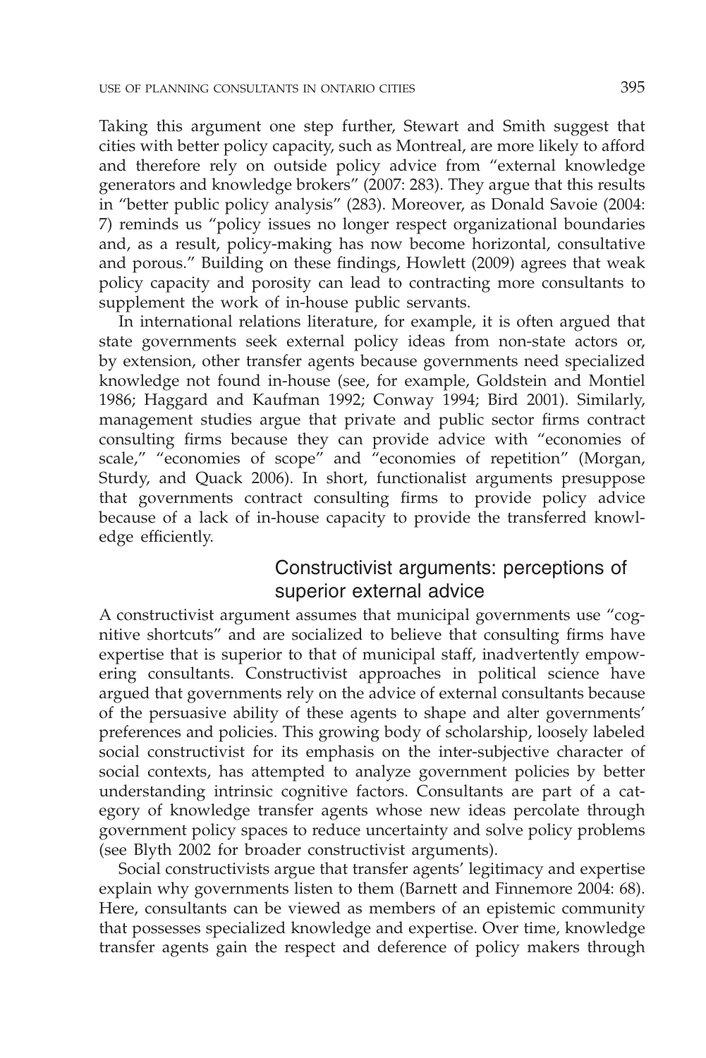Taking this argument one step further, Stewart and Smith suggest that cities with better policy capacity, such as Montreal, are more likely to afford and therefore rely on outside policy advice from "external knowledge generators and knowledge brokers" (2007: 283). They argue that this results in "better public policy analysis" (283). Moreover, as Donald Savoie (2004: 7) reminds us "policy issues no longer respect organizational boundaries and, as a result, policy-making has now become horizontal, consultative and porous." Building on these findings, Howlett (2009) agrees that weak policy capacity and porosity can lead to contracting more consultants to supplement the work of in-house public servants.

In international relations literature, for example, it is often argued that state governments seek external policy ideas from non-state actors or, by extension, other transfer agents because governments need specialized knowledge not found in-house (see, for example, Goldstein and Montiel 1986; Haggard and Kaufman 1992; Conway 1994; Bird 2001). Similarly, management studies argue that private and public sector firms contract consulting firms because they can provide advice with "economies of scale," "economies of scope" and "economies of repetition" (Morgan, Sturdy, and Quack 2006). In short, functionalist arguments presuppose that governments contract consulting firms to provide policy advice because of a lack of in-house capacity to provide the transferred knowledge efficiently.

## Constructivist arguments: perceptions of superior external advice

A constructivist argument assumes that municipal governments use "cognitive shortcuts" and are socialized to believe that consulting firms have expertise that is superior to that of municipal staff, inadvertently empowering consultants. Constructivist approaches in political science have argued that governments rely on the advice of external consultants because of the persuasive ability of these agents to shape and alter governments' preferences and policies. This growing body of scholarship, loosely labeled social constructivist for its emphasis on the inter-subjective character of social contexts, has attempted to analyze government policies by better understanding intrinsic cognitive factors. Consultants are part of a category of knowledge transfer agents whose new ideas percolate through government policy spaces to reduce uncertainty and solve policy problems (see Blyth 2002 for broader constructivist arguments).

Social constructivists argue that transfer agents' legitimacy and expertise explain why governments listen to them (Barnett and Finnemore 2004: 68). Here, consultants can be viewed as members of an epistemic community that possesses specialized knowledge and expertise. Over time, knowledge transfer agents gain the respect and deference of policy makers through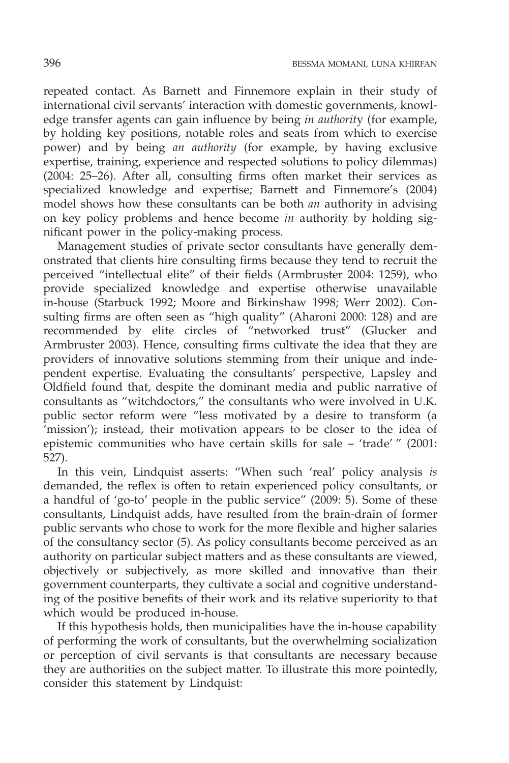repeated contact. As Barnett and Finnemore explain in their study of international civil servants' interaction with domestic governments, knowledge transfer agents can gain influence by being *in authority* (for example, by holding key positions, notable roles and seats from which to exercise power) and by being *an authority* (for example, by having exclusive expertise, training, experience and respected solutions to policy dilemmas) (2004: 25–26). After all, consulting firms often market their services as specialized knowledge and expertise; Barnett and Finnemore's (2004) model shows how these consultants can be both *an* authority in advising on key policy problems and hence become *in* authority by holding significant power in the policy-making process.

Management studies of private sector consultants have generally demonstrated that clients hire consulting firms because they tend to recruit the perceived "intellectual elite" of their fields (Armbruster 2004: 1259), who provide specialized knowledge and expertise otherwise unavailable in-house (Starbuck 1992; Moore and Birkinshaw 1998; Werr 2002). Consulting firms are often seen as "high quality" (Aharoni 2000: 128) and are recommended by elite circles of "networked trust" (Glucker and Armbruster 2003). Hence, consulting firms cultivate the idea that they are providers of innovative solutions stemming from their unique and independent expertise. Evaluating the consultants' perspective, Lapsley and Oldfield found that, despite the dominant media and public narrative of consultants as "witchdoctors," the consultants who were involved in U.K. public sector reform were "less motivated by a desire to transform (a 'mission'); instead, their motivation appears to be closer to the idea of epistemic communities who have certain skills for sale – 'trade' " (2001: 527).

In this vein, Lindquist asserts: "When such 'real' policy analysis *is* demanded, the reflex is often to retain experienced policy consultants, or a handful of 'go-to' people in the public service" (2009: 5). Some of these consultants, Lindquist adds, have resulted from the brain-drain of former public servants who chose to work for the more flexible and higher salaries of the consultancy sector (5). As policy consultants become perceived as an authority on particular subject matters and as these consultants are viewed, objectively or subjectively, as more skilled and innovative than their government counterparts, they cultivate a social and cognitive understanding of the positive benefits of their work and its relative superiority to that which would be produced in-house.

If this hypothesis holds, then municipalities have the in-house capability of performing the work of consultants, but the overwhelming socialization or perception of civil servants is that consultants are necessary because they are authorities on the subject matter. To illustrate this more pointedly, consider this statement by Lindquist: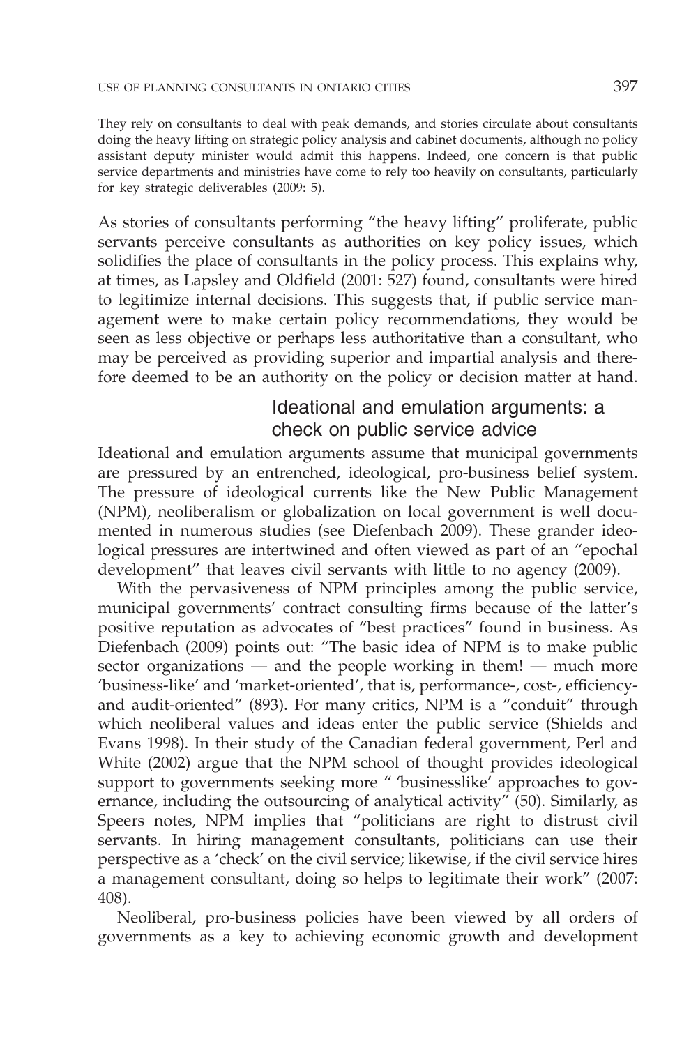> They rely on consultants to deal with peak demands, and stories circulate about consultants doing the heavy lifting on strategic policy analysis and cabinet documents, although no policy assistant deputy minister would admit this happens. Indeed, one concern is that public service departments and ministries have come to rely too heavily on consultants, particularly for key strategic deliverables (2009: 5).

As stories of consultants performing "the heavy lifting" proliferate, public servants perceive consultants as authorities on key policy issues, which solidifies the place of consultants in the policy process. This explains why, at times, as Lapsley and Oldfield (2001: 527) found, consultants were hired to legitimize internal decisions. This suggests that, if public service management were to make certain policy recommendations, they would be seen as less objective or perhaps less authoritative than a consultant, who may be perceived as providing superior and impartial analysis and therefore deemed to be an authority on the policy or decision matter at hand.

## Ideational and emulation arguments: a check on public service advice

Ideational and emulation arguments assume that municipal governments are pressured by an entrenched, ideological, pro-business belief system. The pressure of ideological currents like the New Public Management (NPM), neoliberalism or globalization on local government is well documented in numerous studies (see Diefenbach 2009). These grander ideological pressures are intertwined and often viewed as part of an "epochal development" that leaves civil servants with little to no agency (2009).

With the pervasiveness of NPM principles among the public service, municipal governments' contract consulting firms because of the latter's positive reputation as advocates of "best practices" found in business. As Diefenbach (2009) points out: "The basic idea of NPM is to make public sector organizations — and the people working in them! — much more 'business-like' and 'market-oriented', that is, performance-, cost-, efficiency- and audit-oriented" (893). For many critics, NPM is a "conduit" through which neoliberal values and ideas enter the public service (Shields and Evans 1998). In their study of the Canadian federal government, Perl and White (2002) argue that the NPM school of thought provides ideological support to governments seeking more " 'businesslike' approaches to governance, including the outsourcing of analytical activity" (50). Similarly, as Speers notes, NPM implies that "politicians are right to distrust civil servants. In hiring management consultants, politicians can use their perspective as a 'check' on the civil service; likewise, if the civil service hires a management consultant, doing so helps to legitimate their work" (2007: 408).

Neoliberal, pro-business policies have been viewed by all orders of governments as a key to achieving economic growth and development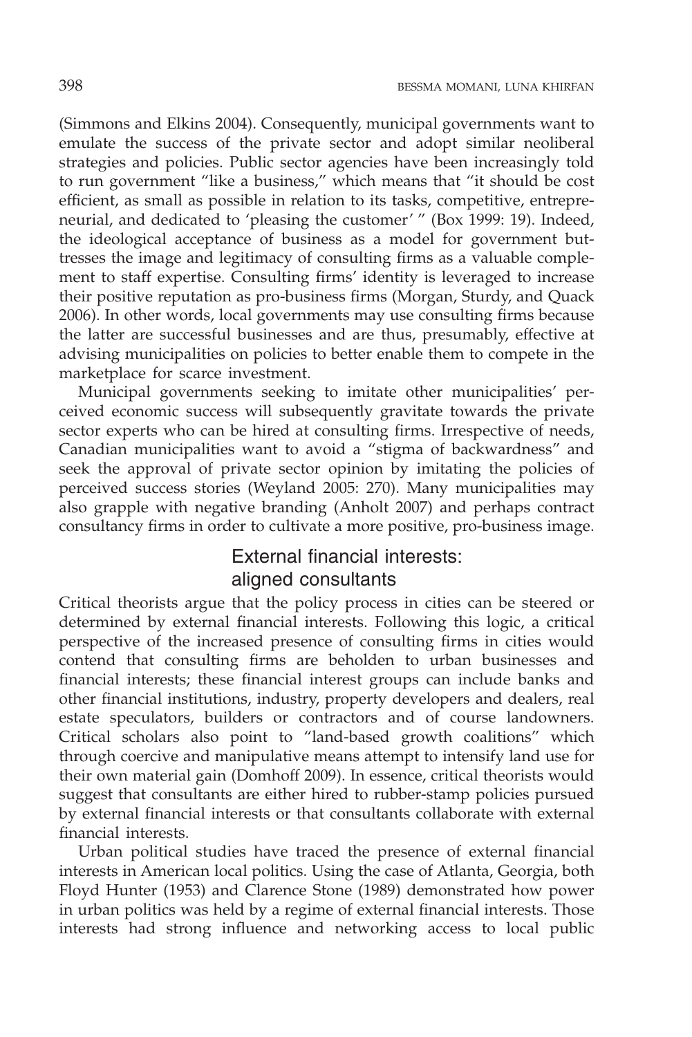(Simmons and Elkins 2004). Consequently, municipal governments want to emulate the success of the private sector and adopt similar neoliberal strategies and policies. Public sector agencies have been increasingly told to run government "like a business," which means that "it should be cost efficient, as small as possible in relation to its tasks, competitive, entrepreneurial, and dedicated to 'pleasing the customer' " (Box 1999: 19). Indeed, the ideological acceptance of business as a model for government buttresses the image and legitimacy of consulting firms as a valuable complement to staff expertise. Consulting firms' identity is leveraged to increase their positive reputation as pro-business firms (Morgan, Sturdy, and Quack 2006). In other words, local governments may use consulting firms because the latter are successful businesses and are thus, presumably, effective at advising municipalities on policies to better enable them to compete in the marketplace for scarce investment.

Municipal governments seeking to imitate other municipalities' perceived economic success will subsequently gravitate towards the private sector experts who can be hired at consulting firms. Irrespective of needs, Canadian municipalities want to avoid a "stigma of backwardness" and seek the approval of private sector opinion by imitating the policies of perceived success stories (Weyland 2005: 270). Many municipalities may also grapple with negative branding (Anholt 2007) and perhaps contract consultancy firms in order to cultivate a more positive, pro-business image.

## External financial interests: aligned consultants

Critical theorists argue that the policy process in cities can be steered or determined by external financial interests. Following this logic, a critical perspective of the increased presence of consulting firms in cities would contend that consulting firms are beholden to urban businesses and financial interests; these financial interest groups can include banks and other financial institutions, industry, property developers and dealers, real estate speculators, builders or contractors and of course landowners. Critical scholars also point to "land-based growth coalitions" which through coercive and manipulative means attempt to intensify land use for their own material gain (Domhoff 2009). In essence, critical theorists would suggest that consultants are either hired to rubber-stamp policies pursued by external financial interests or that consultants collaborate with external financial interests.

Urban political studies have traced the presence of external financial interests in American local politics. Using the case of Atlanta, Georgia, both Floyd Hunter (1953) and Clarence Stone (1989) demonstrated how power in urban politics was held by a regime of external financial interests. Those interests had strong influence and networking access to local public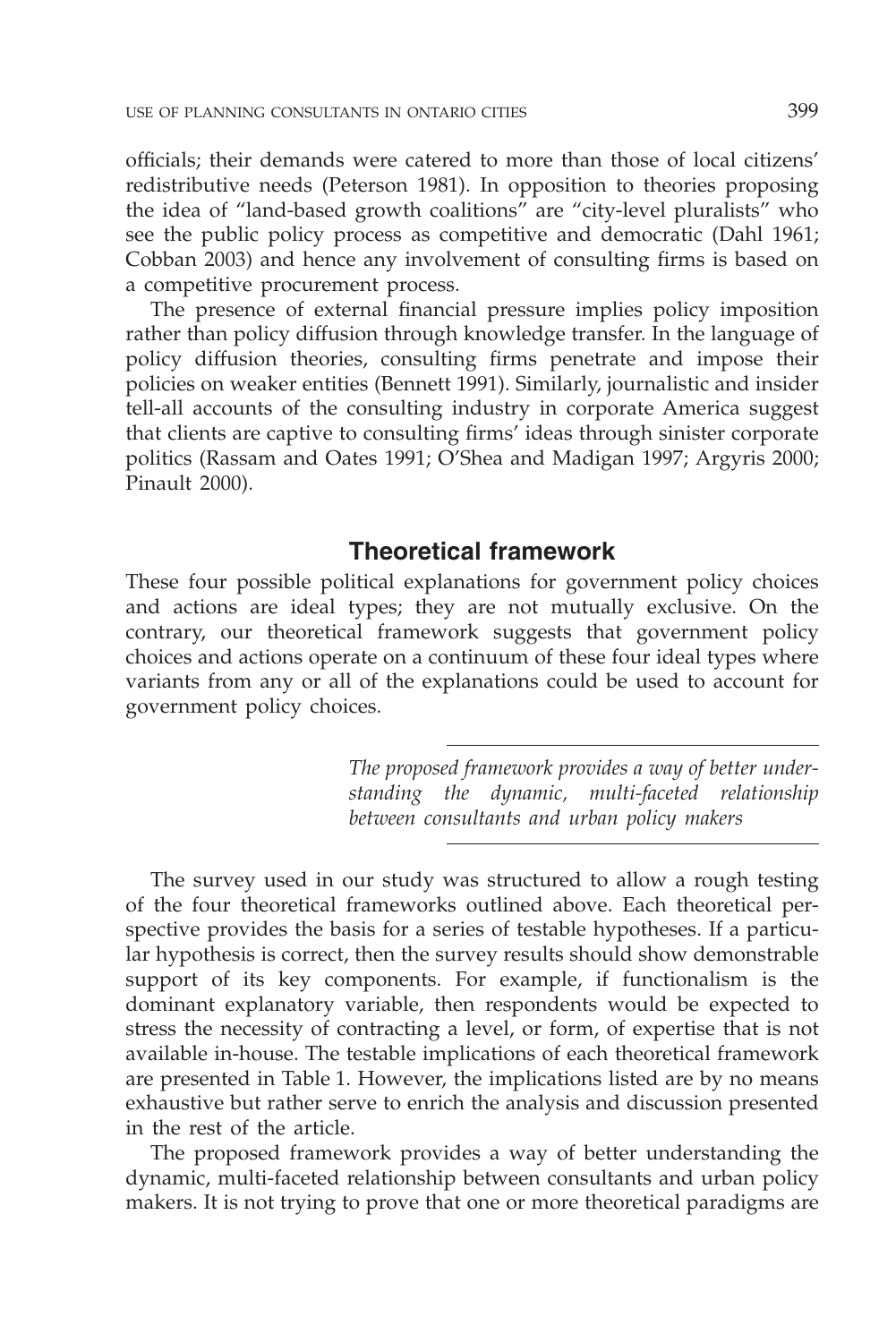officials; their demands were catered to more than those of local citizens' redistributive needs (Peterson 1981). In opposition to theories proposing the idea of "land-based growth coalitions" are "city-level pluralists" who see the public policy process as competitive and democratic (Dahl 1961; Cobban 2003) and hence any involvement of consulting firms is based on a competitive procurement process.

The presence of external financial pressure implies policy imposition rather than policy diffusion through knowledge transfer. In the language of policy diffusion theories, consulting firms penetrate and impose their policies on weaker entities (Bennett 1991). Similarly, journalistic and insider tell-all accounts of the consulting industry in corporate America suggest that clients are captive to consulting firms' ideas through sinister corporate politics (Rassam and Oates 1991; O'Shea and Madigan 1997; Argyris 2000; Pinault 2000).

## Theoretical framework

These four possible political explanations for government policy choices and actions are ideal types; they are not mutually exclusive. On the contrary, our theoretical framework suggests that government policy choices and actions operate on a continuum of these four ideal types where variants from any or all of the explanations could be used to account for government policy choices.

> *The proposed framework provides a way of better understanding the dynamic, multi-faceted relationship between consultants and urban policy makers*

The survey used in our study was structured to allow a rough testing of the four theoretical frameworks outlined above. Each theoretical perspective provides the basis for a series of testable hypotheses. If a particular hypothesis is correct, then the survey results should show demonstrable support of its key components. For example, if functionalism is the dominant explanatory variable, then respondents would be expected to stress the necessity of contracting a level, or form, of expertise that is not available in-house. The testable implications of each theoretical framework are presented in Table 1. However, the implications listed are by no means exhaustive but rather serve to enrich the analysis and discussion presented in the rest of the article.

The proposed framework provides a way of better understanding the dynamic, multi-faceted relationship between consultants and urban policy makers. It is not trying to prove that one or more theoretical paradigms are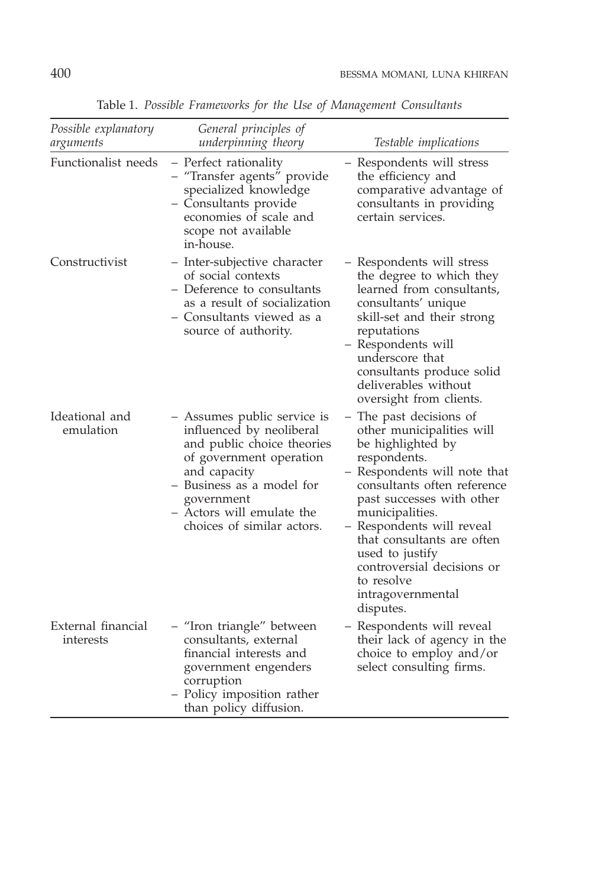Table 1. *Possible Frameworks for the Use of Management Consultants*

| *Possible explanatory arguments* | *General principles of underpinning theory* | *Testable implications* |
|---|---|---|
| Functionalist needs | – Perfect rationality<br>– "Transfer agents" provide specialized knowledge<br>– Consultants provide economies of scale and scope not available in-house. | – Respondents will stress the efficiency and comparative advantage of consultants in providing certain services. |
| Constructivist | – Inter-subjective character of social contexts<br>– Deference to consultants as a result of socialization<br>– Consultants viewed as a source of authority. | – Respondents will stress the degree to which they learned from consultants, consultants' unique skill-set and their strong reputations<br>– Respondents will underscore that consultants produce solid deliverables without oversight from clients. |
| Ideational and emulation | – Assumes public service is influenced by neoliberal and public choice theories of government operation and capacity<br>– Business as a model for government<br>– Actors will emulate the choices of similar actors. | – The past decisions of other municipalities will be highlighted by respondents.<br>– Respondents will note that consultants often reference past successes with other municipalities.<br>– Respondents will reveal that consultants are often used to justify controversial decisions or to resolve intragovernmental disputes. |
| External financial interests | – "Iron triangle" between consultants, external financial interests and government engenders corruption<br>– Policy imposition rather than policy diffusion. | – Respondents will reveal their lack of agency in the choice to employ and/or select consulting firms. |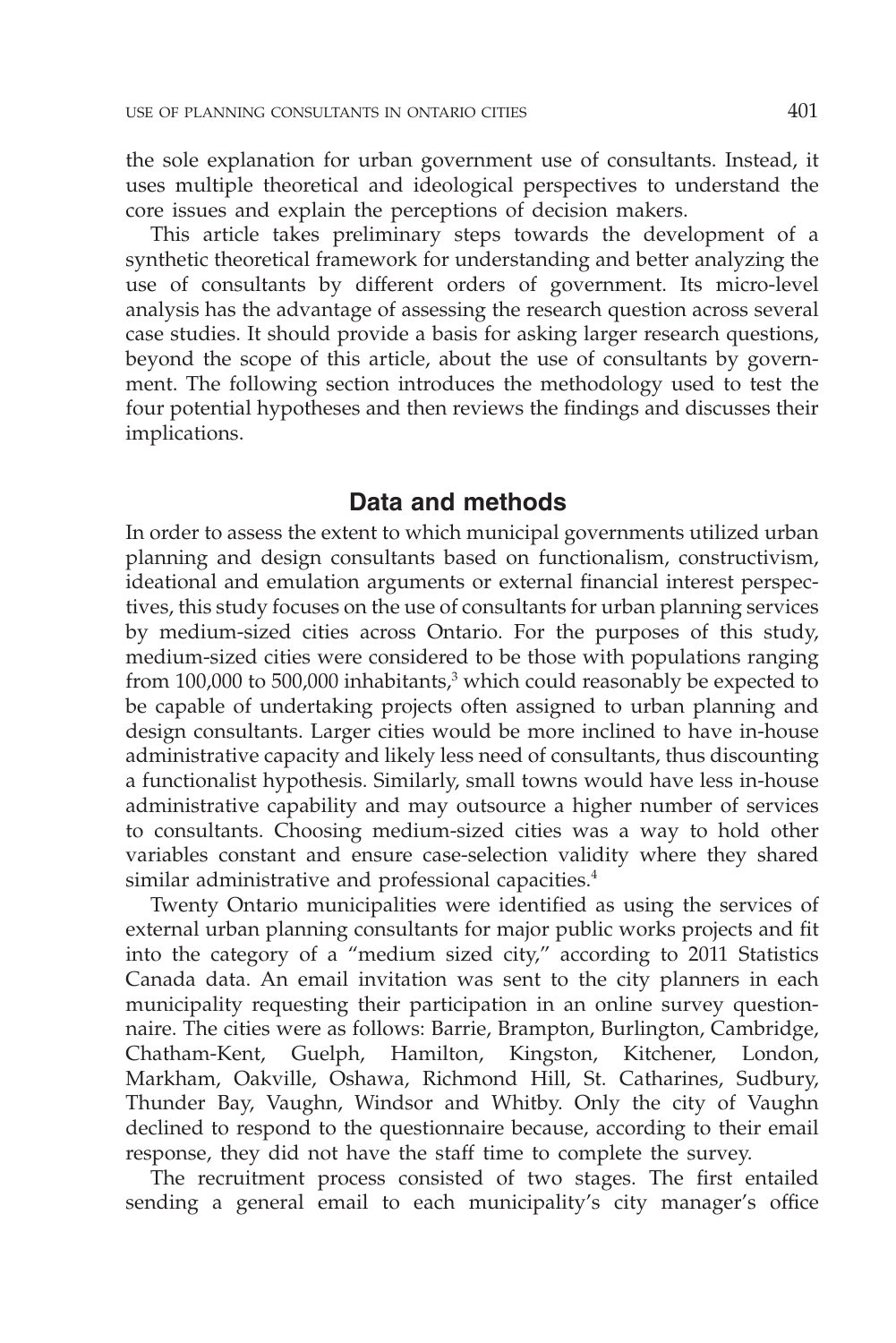the sole explanation for urban government use of consultants. Instead, it uses multiple theoretical and ideological perspectives to understand the core issues and explain the perceptions of decision makers.

This article takes preliminary steps towards the development of a synthetic theoretical framework for understanding and better analyzing the use of consultants by different orders of government. Its micro-level analysis has the advantage of assessing the research question across several case studies. It should provide a basis for asking larger research questions, beyond the scope of this article, about the use of consultants by government. The following section introduces the methodology used to test the four potential hypotheses and then reviews the findings and discusses their implications.

## Data and methods

In order to assess the extent to which municipal governments utilized urban planning and design consultants based on functionalism, constructivism, ideational and emulation arguments or external financial interest perspectives, this study focuses on the use of consultants for urban planning services by medium-sized cities across Ontario. For the purposes of this study, medium-sized cities were considered to be those with populations ranging from 100,000 to 500,000 inhabitants,[3] which could reasonably be expected to be capable of undertaking projects often assigned to urban planning and design consultants. Larger cities would be more inclined to have in-house administrative capacity and likely less need of consultants, thus discounting a functionalist hypothesis. Similarly, small towns would have less in-house administrative capability and may outsource a higher number of services to consultants. Choosing medium-sized cities was a way to hold other variables constant and ensure case-selection validity where they shared similar administrative and professional capacities.[4]

Twenty Ontario municipalities were identified as using the services of external urban planning consultants for major public works projects and fit into the category of a "medium sized city," according to 2011 Statistics Canada data. An email invitation was sent to the city planners in each municipality requesting their participation in an online survey questionnaire. The cities were as follows: Barrie, Brampton, Burlington, Cambridge, Chatham-Kent, Guelph, Hamilton, Kingston, Kitchener, London, Markham, Oakville, Oshawa, Richmond Hill, St. Catharines, Sudbury, Thunder Bay, Vaughn, Windsor and Whitby. Only the city of Vaughn declined to respond to the questionnaire because, according to their email response, they did not have the staff time to complete the survey.

The recruitment process consisted of two stages. The first entailed sending a general email to each municipality's city manager's office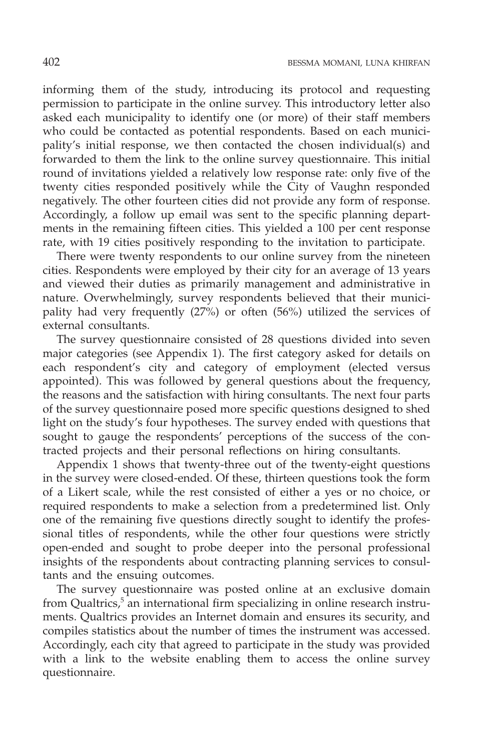informing them of the study, introducing its protocol and requesting permission to participate in the online survey. This introductory letter also asked each municipality to identify one (or more) of their staff members who could be contacted as potential respondents. Based on each municipality's initial response, we then contacted the chosen individual(s) and forwarded to them the link to the online survey questionnaire. This initial round of invitations yielded a relatively low response rate: only five of the twenty cities responded positively while the City of Vaughn responded negatively. The other fourteen cities did not provide any form of response. Accordingly, a follow up email was sent to the specific planning departments in the remaining fifteen cities. This yielded a 100 per cent response rate, with 19 cities positively responding to the invitation to participate.

There were twenty respondents to our online survey from the nineteen cities. Respondents were employed by their city for an average of 13 years and viewed their duties as primarily management and administrative in nature. Overwhelmingly, survey respondents believed that their municipality had very frequently (27%) or often (56%) utilized the services of external consultants.

The survey questionnaire consisted of 28 questions divided into seven major categories (see Appendix 1). The first category asked for details on each respondent's city and category of employment (elected versus appointed). This was followed by general questions about the frequency, the reasons and the satisfaction with hiring consultants. The next four parts of the survey questionnaire posed more specific questions designed to shed light on the study's four hypotheses. The survey ended with questions that sought to gauge the respondents' perceptions of the success of the contracted projects and their personal reflections on hiring consultants.

Appendix 1 shows that twenty-three out of the twenty-eight questions in the survey were closed-ended. Of these, thirteen questions took the form of a Likert scale, while the rest consisted of either a yes or no choice, or required respondents to make a selection from a predetermined list. Only one of the remaining five questions directly sought to identify the professional titles of respondents, while the other four questions were strictly open-ended and sought to probe deeper into the personal professional insights of the respondents about contracting planning services to consultants and the ensuing outcomes.

The survey questionnaire was posted online at an exclusive domain from Qualtrics,[5] an international firm specializing in online research instruments. Qualtrics provides an Internet domain and ensures its security, and compiles statistics about the number of times the instrument was accessed. Accordingly, each city that agreed to participate in the study was provided with a link to the website enabling them to access the online survey questionnaire.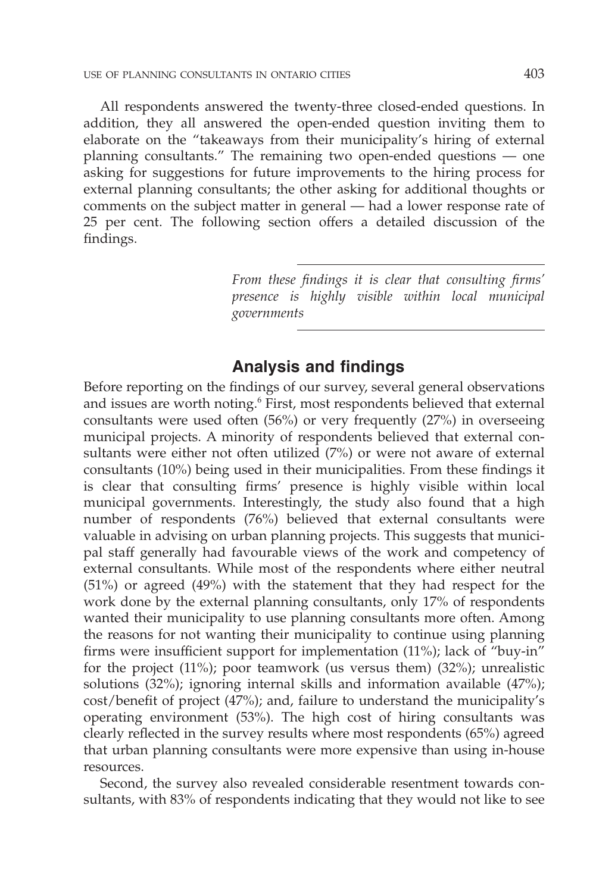All respondents answered the twenty-three closed-ended questions. In addition, they all answered the open-ended question inviting them to elaborate on the "takeaways from their municipality's hiring of external planning consultants." The remaining two open-ended questions — one asking for suggestions for future improvements to the hiring process for external planning consultants; the other asking for additional thoughts or comments on the subject matter in general — had a lower response rate of 25 per cent. The following section offers a detailed discussion of the findings.

> *From these findings it is clear that consulting firms' presence is highly visible within local municipal governments*

## Analysis and findings

Before reporting on the findings of our survey, several general observations and issues are worth noting.[6] First, most respondents believed that external consultants were used often (56%) or very frequently (27%) in overseeing municipal projects. A minority of respondents believed that external consultants were either not often utilized (7%) or were not aware of external consultants (10%) being used in their municipalities. From these findings it is clear that consulting firms' presence is highly visible within local municipal governments. Interestingly, the study also found that a high number of respondents (76%) believed that external consultants were valuable in advising on urban planning projects. This suggests that municipal staff generally had favourable views of the work and competency of external consultants. While most of the respondents where either neutral (51%) or agreed (49%) with the statement that they had respect for the work done by the external planning consultants, only 17% of respondents wanted their municipality to use planning consultants more often. Among the reasons for not wanting their municipality to continue using planning firms were insufficient support for implementation (11%); lack of "buy-in" for the project (11%); poor teamwork (us versus them) (32%); unrealistic solutions (32%); ignoring internal skills and information available (47%); cost/benefit of project (47%); and, failure to understand the municipality's operating environment (53%). The high cost of hiring consultants was clearly reflected in the survey results where most respondents (65%) agreed that urban planning consultants were more expensive than using in-house resources.

Second, the survey also revealed considerable resentment towards consultants, with 83% of respondents indicating that they would not like to see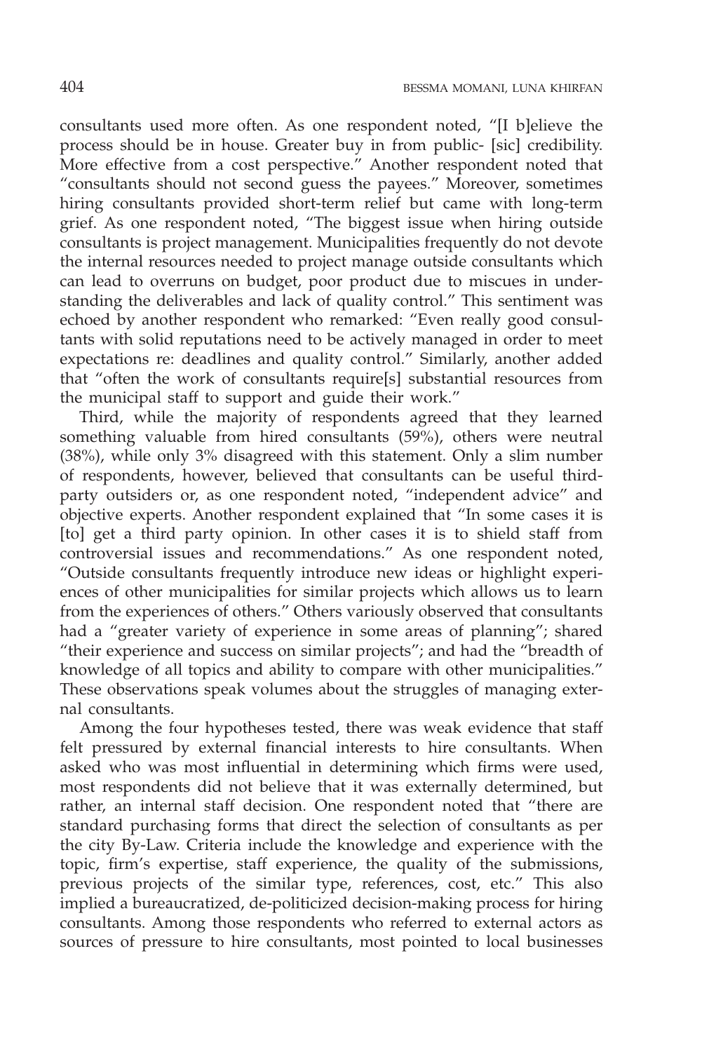consultants used more often. As one respondent noted, "[I b]elieve the process should be in house. Greater buy in from public- [sic] credibility. More effective from a cost perspective." Another respondent noted that "consultants should not second guess the payees." Moreover, sometimes hiring consultants provided short-term relief but came with long-term grief. As one respondent noted, "The biggest issue when hiring outside consultants is project management. Municipalities frequently do not devote the internal resources needed to project manage outside consultants which can lead to overruns on budget, poor product due to miscues in understanding the deliverables and lack of quality control." This sentiment was echoed by another respondent who remarked: "Even really good consultants with solid reputations need to be actively managed in order to meet expectations re: deadlines and quality control." Similarly, another added that "often the work of consultants require[s] substantial resources from the municipal staff to support and guide their work."

Third, while the majority of respondents agreed that they learned something valuable from hired consultants (59%), others were neutral (38%), while only 3% disagreed with this statement. Only a slim number of respondents, however, believed that consultants can be useful third-party outsiders or, as one respondent noted, "independent advice" and objective experts. Another respondent explained that "In some cases it is [to] get a third party opinion. In other cases it is to shield staff from controversial issues and recommendations." As one respondent noted, "Outside consultants frequently introduce new ideas or highlight experiences of other municipalities for similar projects which allows us to learn from the experiences of others." Others variously observed that consultants had a "greater variety of experience in some areas of planning"; shared "their experience and success on similar projects"; and had the "breadth of knowledge of all topics and ability to compare with other municipalities." These observations speak volumes about the struggles of managing external consultants.

Among the four hypotheses tested, there was weak evidence that staff felt pressured by external financial interests to hire consultants. When asked who was most influential in determining which firms were used, most respondents did not believe that it was externally determined, but rather, an internal staff decision. One respondent noted that "there are standard purchasing forms that direct the selection of consultants as per the city By-Law. Criteria include the knowledge and experience with the topic, firm's expertise, staff experience, the quality of the submissions, previous projects of the similar type, references, cost, etc." This also implied a bureaucratized, de-politicized decision-making process for hiring consultants. Among those respondents who referred to external actors as sources of pressure to hire consultants, most pointed to local businesses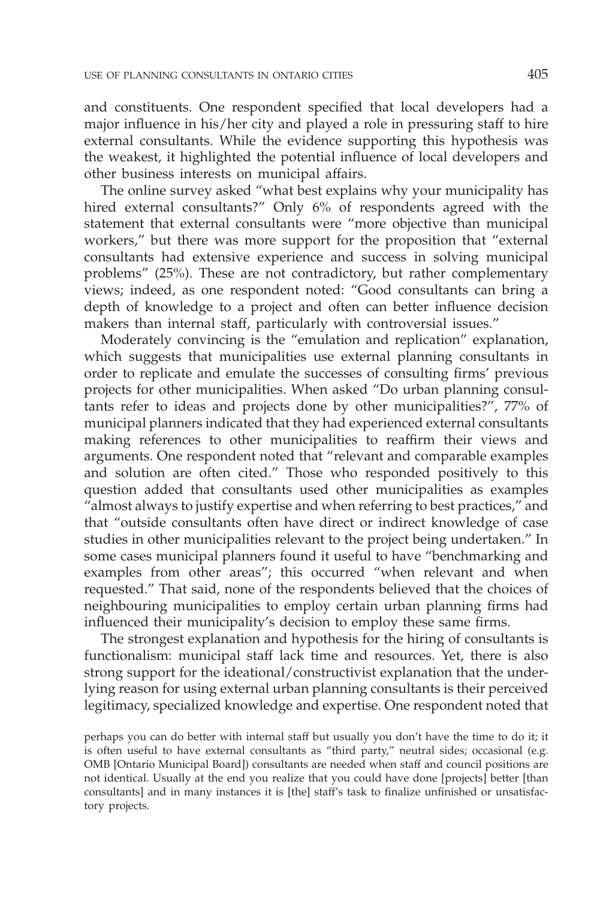and constituents. One respondent specified that local developers had a major influence in his/her city and played a role in pressuring staff to hire external consultants. While the evidence supporting this hypothesis was the weakest, it highlighted the potential influence of local developers and other business interests on municipal affairs.

The online survey asked "what best explains why your municipality has hired external consultants?" Only 6% of respondents agreed with the statement that external consultants were "more objective than municipal workers," but there was more support for the proposition that "external consultants had extensive experience and success in solving municipal problems" (25%). These are not contradictory, but rather complementary views; indeed, as one respondent noted: "Good consultants can bring a depth of knowledge to a project and often can better influence decision makers than internal staff, particularly with controversial issues."

Moderately convincing is the "emulation and replication" explanation, which suggests that municipalities use external planning consultants in order to replicate and emulate the successes of consulting firms' previous projects for other municipalities. When asked "Do urban planning consultants refer to ideas and projects done by other municipalities?", 77% of municipal planners indicated that they had experienced external consultants making references to other municipalities to reaffirm their views and arguments. One respondent noted that "relevant and comparable examples and solution are often cited." Those who responded positively to this question added that consultants used other municipalities as examples "almost always to justify expertise and when referring to best practices," and that "outside consultants often have direct or indirect knowledge of case studies in other municipalities relevant to the project being undertaken." In some cases municipal planners found it useful to have "benchmarking and examples from other areas"; this occurred "when relevant and when requested." That said, none of the respondents believed that the choices of neighbouring municipalities to employ certain urban planning firms had influenced their municipality's decision to employ these same firms.

The strongest explanation and hypothesis for the hiring of consultants is functionalism: municipal staff lack time and resources. Yet, there is also strong support for the ideational/constructivist explanation that the underlying reason for using external urban planning consultants is their perceived legitimacy, specialized knowledge and expertise. One respondent noted that

> perhaps you can do better with internal staff but usually you don't have the time to do it; it is often useful to have external consultants as "third party," neutral sides; occasional (e.g. OMB [Ontario Municipal Board]) consultants are needed when staff and council positions are not identical. Usually at the end you realize that you could have done [projects] better [than consultants] and in many instances it is [the] staff's task to finalize unfinished or unsatisfactory projects.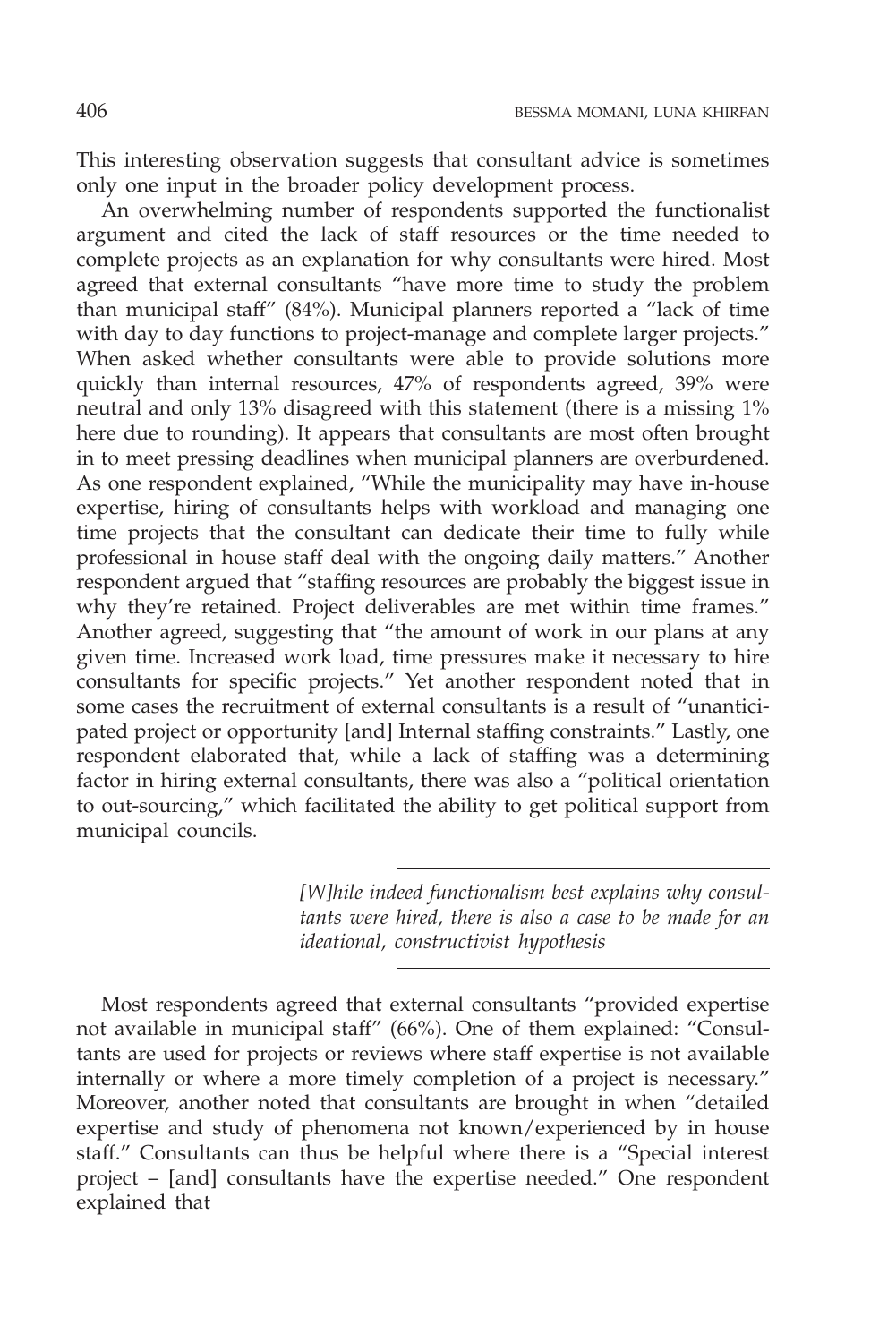This interesting observation suggests that consultant advice is sometimes only one input in the broader policy development process.

An overwhelming number of respondents supported the functionalist argument and cited the lack of staff resources or the time needed to complete projects as an explanation for why consultants were hired. Most agreed that external consultants "have more time to study the problem than municipal staff" (84%). Municipal planners reported a "lack of time with day to day functions to project-manage and complete larger projects." When asked whether consultants were able to provide solutions more quickly than internal resources, 47% of respondents agreed, 39% were neutral and only 13% disagreed with this statement (there is a missing 1% here due to rounding). It appears that consultants are most often brought in to meet pressing deadlines when municipal planners are overburdened. As one respondent explained, "While the municipality may have in-house expertise, hiring of consultants helps with workload and managing one time projects that the consultant can dedicate their time to fully while professional in house staff deal with the ongoing daily matters." Another respondent argued that "staffing resources are probably the biggest issue in why they're retained. Project deliverables are met within time frames." Another agreed, suggesting that "the amount of work in our plans at any given time. Increased work load, time pressures make it necessary to hire consultants for specific projects." Yet another respondent noted that in some cases the recruitment of external consultants is a result of "unanticipated project or opportunity [and] Internal staffing constraints." Lastly, one respondent elaborated that, while a lack of staffing was a determining factor in hiring external consultants, there was also a "political orientation to out-sourcing," which facilitated the ability to get political support from municipal councils.

> *[W]hile indeed functionalism best explains why consultants were hired, there is also a case to be made for an ideational, constructivist hypothesis*

Most respondents agreed that external consultants "provided expertise not available in municipal staff" (66%). One of them explained: "Consultants are used for projects or reviews where staff expertise is not available internally or where a more timely completion of a project is necessary." Moreover, another noted that consultants are brought in when "detailed expertise and study of phenomena not known/experienced by in house staff." Consultants can thus be helpful where there is a "Special interest project – [and] consultants have the expertise needed." One respondent explained that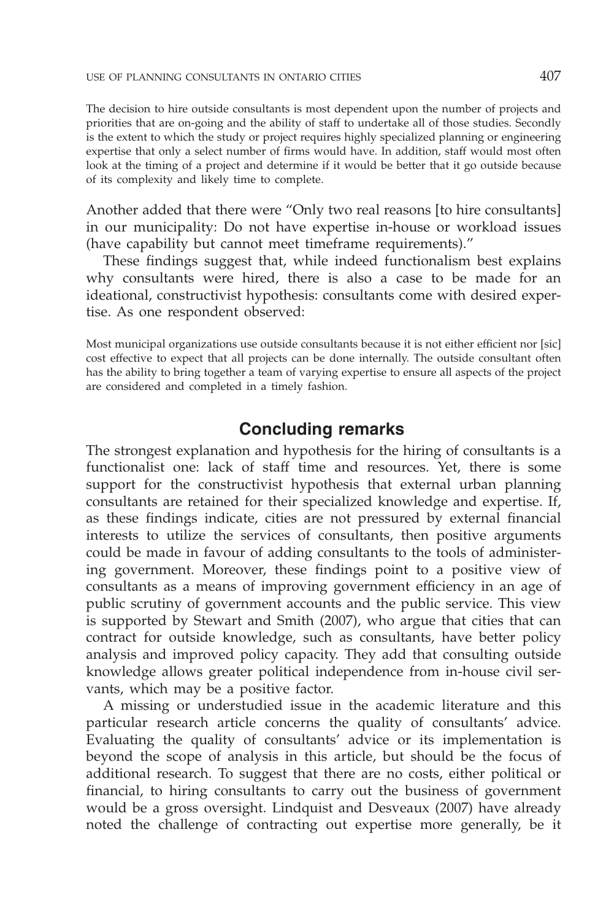> The decision to hire outside consultants is most dependent upon the number of projects and priorities that are on-going and the ability of staff to undertake all of those studies. Secondly is the extent to which the study or project requires highly specialized planning or engineering expertise that only a select number of firms would have. In addition, staff would most often look at the timing of a project and determine if it would be better that it go outside because of its complexity and likely time to complete.

Another added that there were "Only two real reasons [to hire consultants] in our municipality: Do not have expertise in-house or workload issues (have capability but cannot meet timeframe requirements)."

These findings suggest that, while indeed functionalism best explains why consultants were hired, there is also a case to be made for an ideational, constructivist hypothesis: consultants come with desired expertise. As one respondent observed:

> Most municipal organizations use outside consultants because it is not either efficient nor [sic] cost effective to expect that all projects can be done internally. The outside consultant often has the ability to bring together a team of varying expertise to ensure all aspects of the project are considered and completed in a timely fashion.

## Concluding remarks

The strongest explanation and hypothesis for the hiring of consultants is a functionalist one: lack of staff time and resources. Yet, there is some support for the constructivist hypothesis that external urban planning consultants are retained for their specialized knowledge and expertise. If, as these findings indicate, cities are not pressured by external financial interests to utilize the services of consultants, then positive arguments could be made in favour of adding consultants to the tools of administering government. Moreover, these findings point to a positive view of consultants as a means of improving government efficiency in an age of public scrutiny of government accounts and the public service. This view is supported by Stewart and Smith (2007), who argue that cities that can contract for outside knowledge, such as consultants, have better policy analysis and improved policy capacity. They add that consulting outside knowledge allows greater political independence from in-house civil servants, which may be a positive factor.

A missing or understudied issue in the academic literature and this particular research article concerns the quality of consultants' advice. Evaluating the quality of consultants' advice or its implementation is beyond the scope of analysis in this article, but should be the focus of additional research. To suggest that there are no costs, either political or financial, to hiring consultants to carry out the business of government would be a gross oversight. Lindquist and Desveaux (2007) have already noted the challenge of contracting out expertise more generally, be it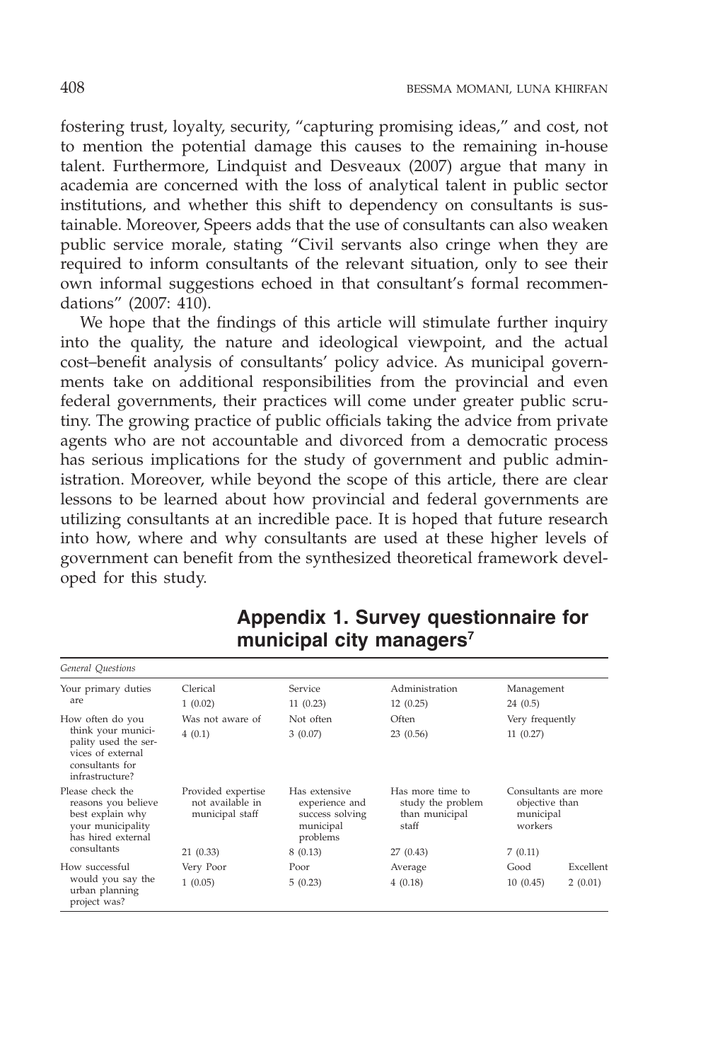fostering trust, loyalty, security, "capturing promising ideas," and cost, not to mention the potential damage this causes to the remaining in-house talent. Furthermore, Lindquist and Desveaux (2007) argue that many in academia are concerned with the loss of analytical talent in public sector institutions, and whether this shift to dependency on consultants is sustainable. Moreover, Speers adds that the use of consultants can also weaken public service morale, stating "Civil servants also cringe when they are required to inform consultants of the relevant situation, only to see their own informal suggestions echoed in that consultant's formal recommendations" (2007: 410).

We hope that the findings of this article will stimulate further inquiry into the quality, the nature and ideological viewpoint, and the actual cost–benefit analysis of consultants' policy advice. As municipal governments take on additional responsibilities from the provincial and even federal governments, their practices will come under greater public scrutiny. The growing practice of public officials taking the advice from private agents who are not accountable and divorced from a democratic process has serious implications for the study of government and public administration. Moreover, while beyond the scope of this article, there are clear lessons to be learned about how provincial and federal governments are utilizing consultants at an incredible pace. It is hoped that future research into how, where and why consultants are used at these higher levels of government can benefit from the synthesized theoretical framework developed for this study.

## Appendix 1. Survey questionnaire for municipal city managers[7]

| *General Questions* | | | | | |
|---|---|---|---|---|---|
| Your primary duties are | Clerical<br>1 (0.02) | Service<br>11 (0.23) | Administration<br>12 (0.25) | Management<br>24 (0.5) | |
| How often do you think your municipality used the services of external consultants for infrastructure? | Was not aware of<br>4 (0.1) | Not often<br>3 (0.07) | Often<br>23 (0.56) | Very frequently<br>11 (0.27) | |
| Please check the reasons you believe best explain why your municipality has hired external consultants | Provided expertise not available in municipal staff<br>21 (0.33) | Has extensive experience and success solving municipal problems<br>8 (0.13) | Has more time to study the problem than municipal staff<br>27 (0.43) | Consultants are more objective than municipal workers<br>7 (0.11) | |
| How successful would you say the urban planning project was? | Very Poor<br>1 (0.05) | Poor<br>5 (0.23) | Average<br>4 (0.18) | Good<br>10 (0.45) | Excellent<br>2 (0.01) |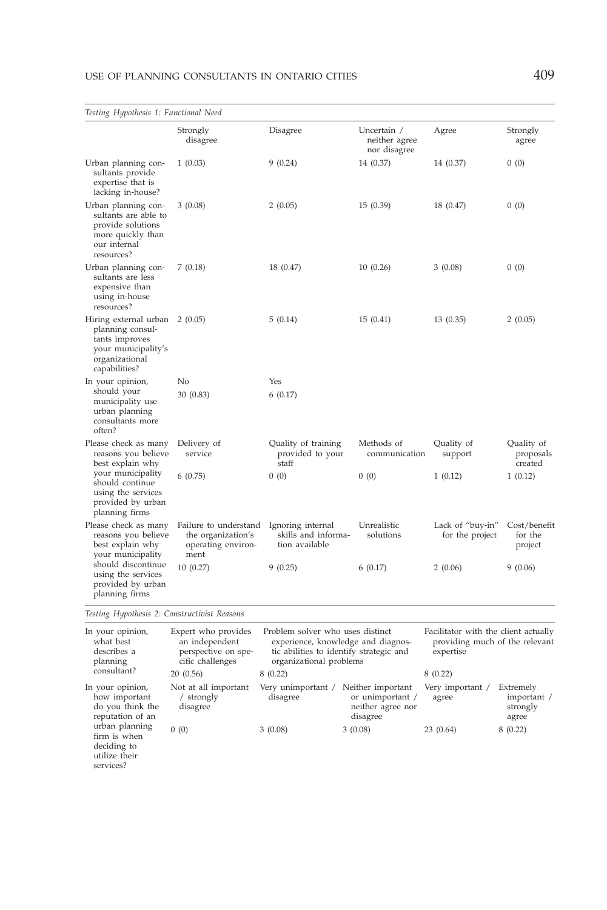*Testing Hypothesis 1: Functional Need*

| | Strongly disagree | Disagree | Uncertain / neither agree nor disagree | Agree | Strongly agree |
|---|---|---|---|---|---|
| Urban planning consultants provide expertise that is lacking in-house? | 1 (0.03) | 9 (0.24) | 14 (0.37) | 14 (0.37) | 0 (0) |
| Urban planning consultants are able to provide solutions more quickly than our internal resources? | 3 (0.08) | 2 (0.05) | 15 (0.39) | 18 (0.47) | 0 (0) |
| Urban planning consultants are less expensive than using in-house resources? | 7 (0.18) | 18 (0.47) | 10 (0.26) | 3 (0.08) | 0 (0) |
| Hiring external urban planning consultants improves your municipality's organizational capabilities? | 2 (0.05) | 5 (0.14) | 15 (0.41) | 13 (0.35) | 2 (0.05) |
| In your opinion, should your municipality use urban planning consultants more often? | No | Yes | | | |
| | 30 (0.83) | 6 (0.17) | | | |
| Please check as many reasons you believe best explain why your municipality should continue using the services provided by urban planning firms | Delivery of service | Quality of training provided to your staff | Methods of communication | Quality of support | Quality of proposals created |
| | 6 (0.75) | 0 (0) | 0 (0) | 1 (0.12) | 1 (0.12) |
| Please check as many reasons you believe best explain why your municipality should discontinue using the services provided by urban planning firms | Failure to understand the organization's operating environment | Ignoring internal skills and information available | Unrealistic solutions | Lack of "buy-in" for the project | Cost/benefit for the project |
| | 10 (0.27) | 9 (0.25) | 6 (0.17) | 2 (0.06) | 9 (0.06) |

*Testing Hypothesis 2: Constructivist Reasons*

| | | | | | |
|---|---|---|---|---|---|
| In your opinion, what best describes a planning consultant? | Expert who provides an independent perspective on specific challenges | Problem solver who uses distinct experience, knowledge and diagnostic abilities to identify strategic and organizational problems | | Facilitator with the client actually providing much of the relevant expertise | |
| | 20 (0.56) | 8 (0.22) | | 8 (0.22) | |
| In your opinion, how important do you think the reputation of an urban planning firm is when deciding to utilize their services? | Not at all important / strongly disagree | Very unimportant / disagree | Neither important or unimportant / neither agree nor disagree | Very important / agree | Extremely important / strongly agree |
| | 0 (0) | 3 (0.08) | 3 (0.08) | 23 (0.64) | 8 (0.22) |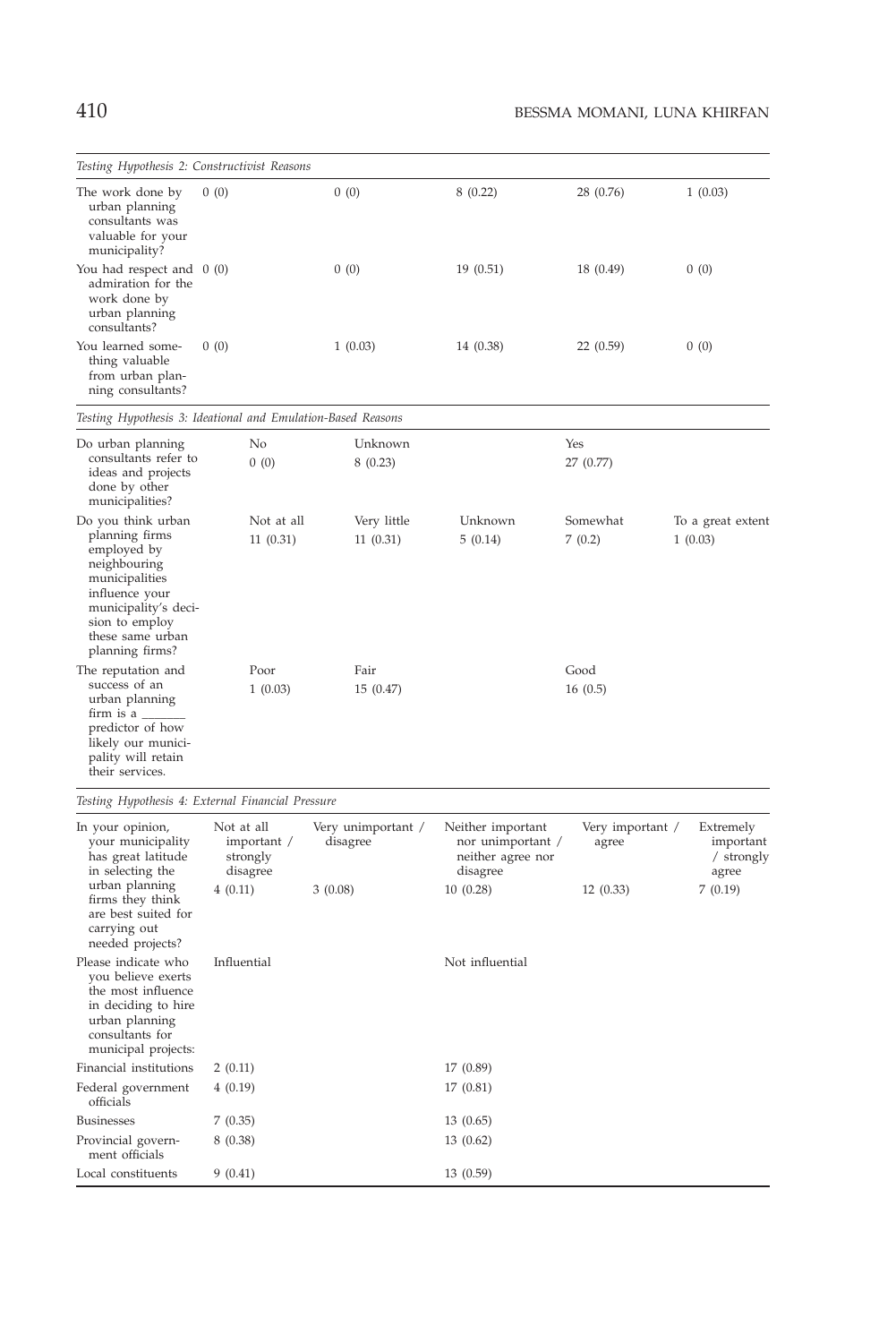| *Testing Hypothesis 2: Constructivist Reasons* | | | | | |
|---|---|---|---|---|---|
| The work done by urban planning consultants was valuable for your municipality? | 0 (0) | 0 (0) | 8 (0.22) | 28 (0.76) | 1 (0.03) |
| You had respect and admiration for the work done by urban planning consultants? | 0 (0) | 0 (0) | 19 (0.51) | 18 (0.49) | 0 (0) |
| You learned something valuable from urban planning consultants? | 0 (0) | 1 (0.03) | 14 (0.38) | 22 (0.59) | 0 (0) |
| *Testing Hypothesis 3: Ideational and Emulation-Based Reasons* | | | | | |
| Do urban planning consultants refer to ideas and projects done by other municipalities? | No<br>0 (0) | Unknown<br>8 (0.23) | | Yes<br>27 (0.77) | |
| Do you think urban planning firms employed by neighbouring municipalities influence your municipality's decision to employ these same urban planning firms? | Not at all<br>11 (0.31) | Very little<br>11 (0.31) | Unknown<br>5 (0.14) | Somewhat<br>7 (0.2) | To a great extent<br>1 (0.03) |
| The reputation and success of an urban planning firm is a _______ predictor of how likely our municipality will retain their services. | Poor<br>1 (0.03) | Fair<br>15 (0.47) | | Good<br>16 (0.5) | |
| *Testing Hypothesis 4: External Financial Pressure* | | | | | |
| In your opinion, your municipality has great latitude in selecting the urban planning firms they think are best suited for carrying out needed projects? | Not at all important / strongly disagree<br>4 (0.11) | Very unimportant / disagree<br>3 (0.08) | Neither important nor unimportant / neither agree nor disagree<br>10 (0.28) | Very important / agree<br>12 (0.33) | Extremely important / strongly agree<br>7 (0.19) |
| Please indicate who you believe exerts the most influence in deciding to hire urban planning consultants for municipal projects: | Influential | | Not influential | | |
| Financial institutions | 2 (0.11) | | 17 (0.89) | | |
| Federal government officials | 4 (0.19) | | 17 (0.81) | | |
| Businesses | 7 (0.35) | | 13 (0.65) | | |
| Provincial government officials | 8 (0.38) | | 13 (0.62) | | |
| Local constituents | 9 (0.41) | | 13 (0.59) | | |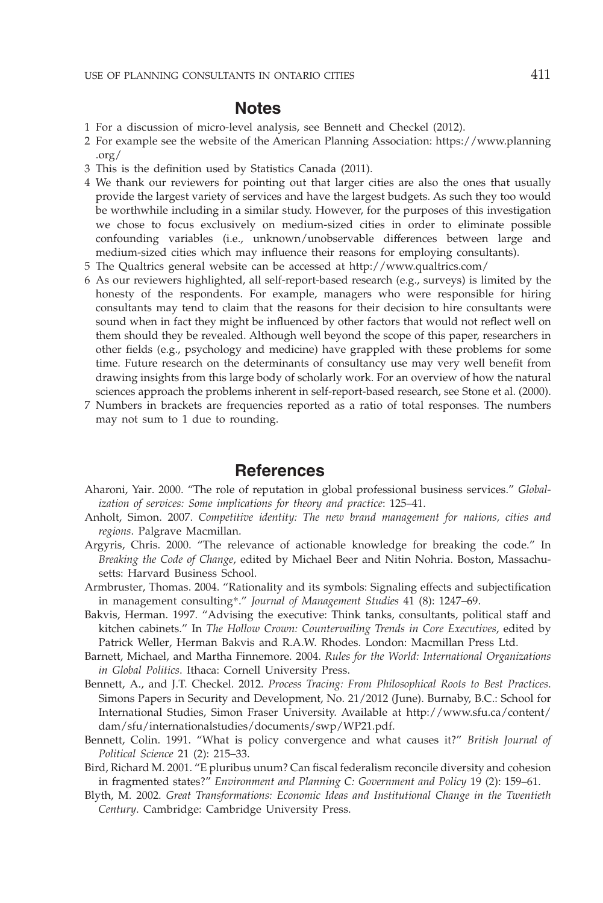## Notes

1 For a discussion of micro-level analysis, see Bennett and Checkel (2012).
2 For example see the website of the American Planning Association: https://www.planning.org/
3 This is the definition used by Statistics Canada (2011).
4 We thank our reviewers for pointing out that larger cities are also the ones that usually provide the largest variety of services and have the largest budgets. As such they too would be worthwhile including in a similar study. However, for the purposes of this investigation we chose to focus exclusively on medium-sized cities in order to eliminate possible confounding variables (i.e., unknown/unobservable differences between large and medium-sized cities which may influence their reasons for employing consultants).
5 The Qualtrics general website can be accessed at http://www.qualtrics.com/
6 As our reviewers highlighted, all self-report-based research (e.g., surveys) is limited by the honesty of the respondents. For example, managers who were responsible for hiring consultants may tend to claim that the reasons for their decision to hire consultants were sound when in fact they might be influenced by other factors that would not reflect well on them should they be revealed. Although well beyond the scope of this paper, researchers in other fields (e.g., psychology and medicine) have grappled with these problems for some time. Future research on the determinants of consultancy use may very well benefit from drawing insights from this large body of scholarly work. For an overview of how the natural sciences approach the problems inherent in self-report-based research, see Stone et al. (2000).
7 Numbers in brackets are frequencies reported as a ratio of total responses. The numbers may not sum to 1 due to rounding.

## References

Aharoni, Yair. 2000. "The role of reputation in global professional business services." *Globalization of services: Some implications for theory and practice*: 125–41.

Anholt, Simon. 2007. *Competitive identity: The new brand management for nations, cities and regions*. Palgrave Macmillan.

Argyris, Chris. 2000. "The relevance of actionable knowledge for breaking the code." In *Breaking the Code of Change*, edited by Michael Beer and Nitin Nohria. Boston, Massachusetts: Harvard Business School.

Armbruster, Thomas. 2004. "Rationality and its symbols: Signaling effects and subjectification in management consulting*." *Journal of Management Studies* 41 (8): 1247–69.

Bakvis, Herman. 1997. "Advising the executive: Think tanks, consultants, political staff and kitchen cabinets." In *The Hollow Crown: Countervailing Trends in Core Executives*, edited by Patrick Weller, Herman Bakvis and R.A.W. Rhodes. London: Macmillan Press Ltd.

Barnett, Michael, and Martha Finnemore. 2004. *Rules for the World: International Organizations in Global Politics*. Ithaca: Cornell University Press.

Bennett, A., and J.T. Checkel. 2012. *Process Tracing: From Philosophical Roots to Best Practices*. Simons Papers in Security and Development, No. 21/2012 (June). Burnaby, B.C.: School for International Studies, Simon Fraser University. Available at http://www.sfu.ca/content/dam/sfu/internationalstudies/documents/swp/WP21.pdf.

Bennett, Colin. 1991. "What is policy convergence and what causes it?" *British Journal of Political Science* 21 (2): 215–33.

Bird, Richard M. 2001. "E pluribus unum? Can fiscal federalism reconcile diversity and cohesion in fragmented states?" *Environment and Planning C: Government and Policy* 19 (2): 159–61.

Blyth, M. 2002. *Great Transformations: Economic Ideas and Institutional Change in the Twentieth Century*. Cambridge: Cambridge University Press.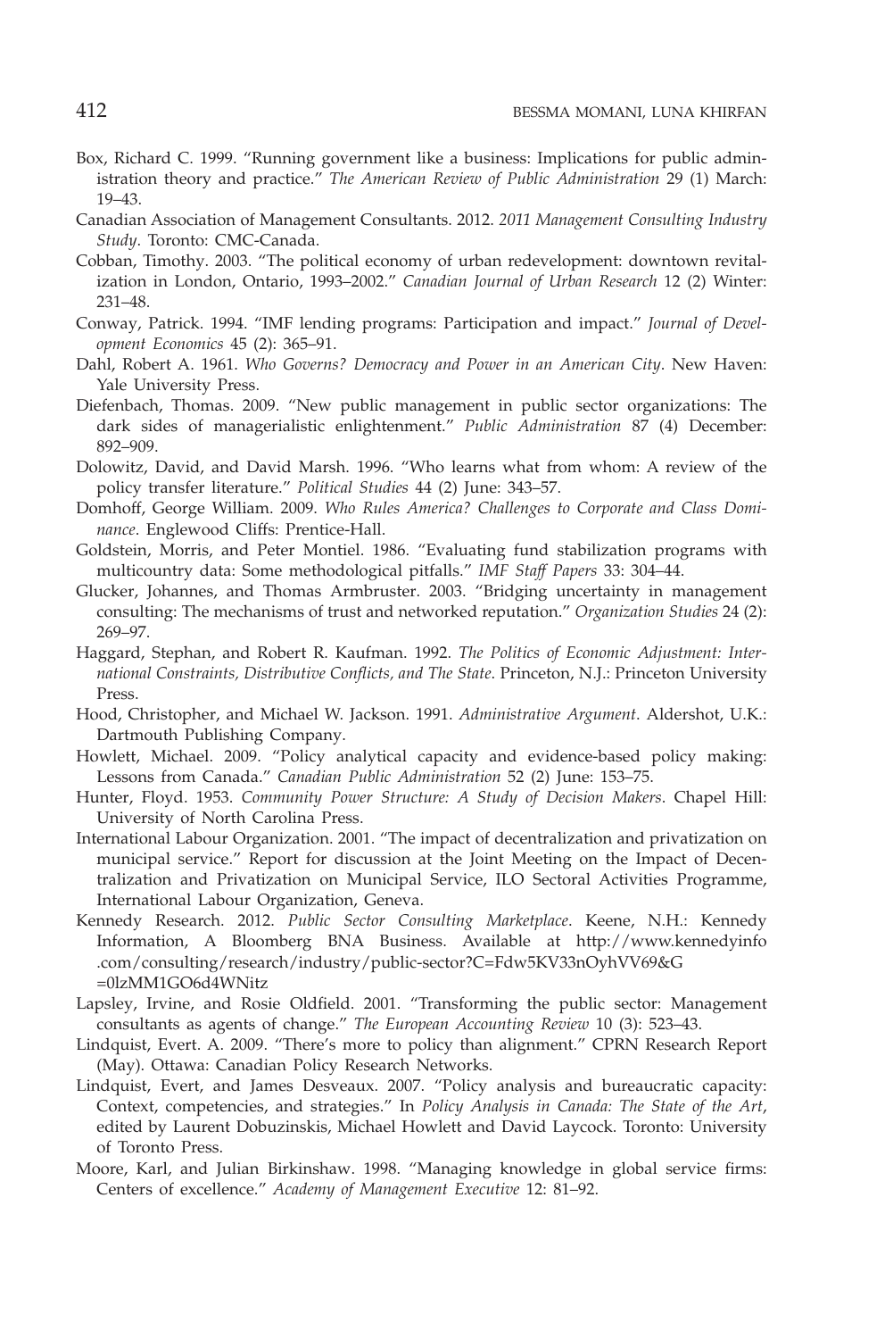Box, Richard C. 1999. "Running government like a business: Implications for public administration theory and practice." *The American Review of Public Administration* 29 (1) March: 19–43.

Canadian Association of Management Consultants. 2012. *2011 Management Consulting Industry Study*. Toronto: CMC-Canada.

Cobban, Timothy. 2003. "The political economy of urban redevelopment: downtown revitalization in London, Ontario, 1993–2002." *Canadian Journal of Urban Research* 12 (2) Winter: 231–48.

Conway, Patrick. 1994. "IMF lending programs: Participation and impact." *Journal of Development Economics* 45 (2): 365–91.

Dahl, Robert A. 1961. *Who Governs? Democracy and Power in an American City*. New Haven: Yale University Press.

Diefenbach, Thomas. 2009. "New public management in public sector organizations: The dark sides of managerialistic enlightenment." *Public Administration* 87 (4) December: 892–909.

Dolowitz, David, and David Marsh. 1996. "Who learns what from whom: A review of the policy transfer literature." *Political Studies* 44 (2) June: 343–57.

Domhoff, George William. 2009. *Who Rules America? Challenges to Corporate and Class Dominance*. Englewood Cliffs: Prentice-Hall.

Goldstein, Morris, and Peter Montiel. 1986. "Evaluating fund stabilization programs with multicountry data: Some methodological pitfalls." *IMF Staff Papers* 33: 304–44.

Glucker, Johannes, and Thomas Armbruster. 2003. "Bridging uncertainty in management consulting: The mechanisms of trust and networked reputation." *Organization Studies* 24 (2): 269–97.

Haggard, Stephan, and Robert R. Kaufman. 1992. *The Politics of Economic Adjustment: International Constraints, Distributive Conflicts, and The State*. Princeton, N.J.: Princeton University Press.

Hood, Christopher, and Michael W. Jackson. 1991. *Administrative Argument*. Aldershot, U.K.: Dartmouth Publishing Company.

Howlett, Michael. 2009. "Policy analytical capacity and evidence-based policy making: Lessons from Canada." *Canadian Public Administration* 52 (2) June: 153–75.

Hunter, Floyd. 1953. *Community Power Structure: A Study of Decision Makers*. Chapel Hill: University of North Carolina Press.

International Labour Organization. 2001. "The impact of decentralization and privatization on municipal service." Report for discussion at the Joint Meeting on the Impact of Decentralization and Privatization on Municipal Service, ILO Sectoral Activities Programme, International Labour Organization, Geneva.

Kennedy Research. 2012. *Public Sector Consulting Marketplace*. Keene, N.H.: Kennedy Information, A Bloomberg BNA Business. Available at http://www.kennedyinfo.com/consulting/research/industry/public-sector?C=Fdw5KV33nOyhVV69&G=0lzMM1GO6d4WNitz

Lapsley, Irvine, and Rosie Oldfield. 2001. "Transforming the public sector: Management consultants as agents of change." *The European Accounting Review* 10 (3): 523–43.

Lindquist, Evert. A. 2009. "There's more to policy than alignment." CPRN Research Report (May). Ottawa: Canadian Policy Research Networks.

Lindquist, Evert, and James Desveaux. 2007. "Policy analysis and bureaucratic capacity: Context, competencies, and strategies." In *Policy Analysis in Canada: The State of the Art*, edited by Laurent Dobuzinskis, Michael Howlett and David Laycock. Toronto: University of Toronto Press.

Moore, Karl, and Julian Birkinshaw. 1998. "Managing knowledge in global service firms: Centers of excellence." *Academy of Management Executive* 12: 81–92.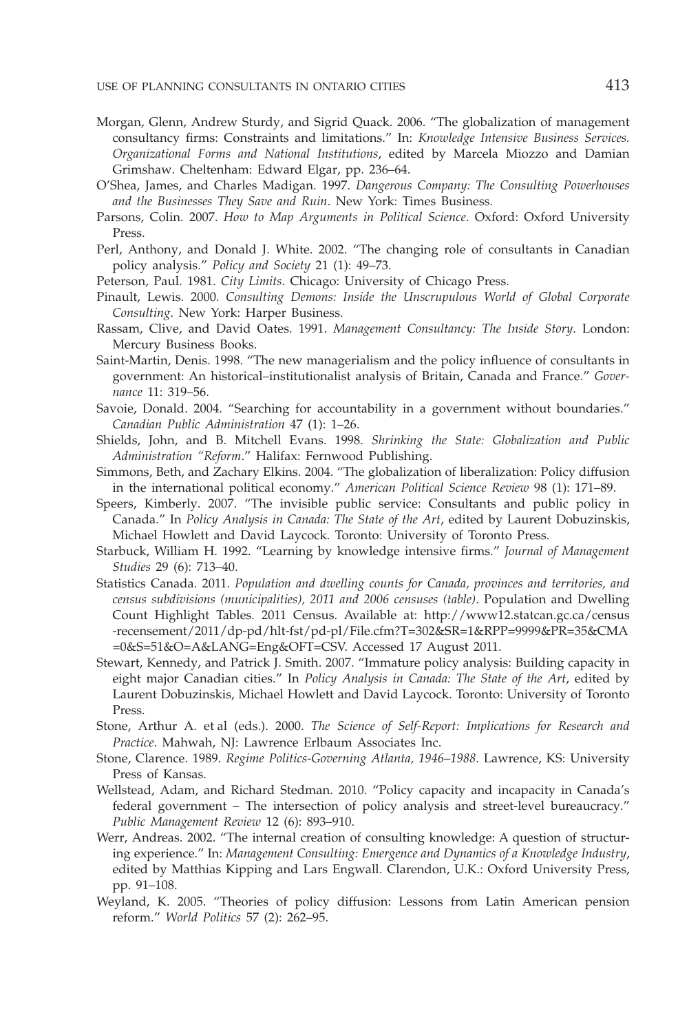Morgan, Glenn, Andrew Sturdy, and Sigrid Quack. 2006. "The globalization of management consultancy firms: Constraints and limitations." In: *Knowledge Intensive Business Services. Organizational Forms and National Institutions*, edited by Marcela Miozzo and Damian Grimshaw. Cheltenham: Edward Elgar, pp. 236–64.

O'Shea, James, and Charles Madigan. 1997. *Dangerous Company: The Consulting Powerhouses and the Businesses They Save and Ruin*. New York: Times Business.

Parsons, Colin. 2007. *How to Map Arguments in Political Science*. Oxford: Oxford University Press.

Perl, Anthony, and Donald J. White. 2002. "The changing role of consultants in Canadian policy analysis." *Policy and Society* 21 (1): 49–73.

Peterson, Paul. 1981. *City Limits*. Chicago: University of Chicago Press.

Pinault, Lewis. 2000. *Consulting Demons: Inside the Unscrupulous World of Global Corporate Consulting*. New York: Harper Business.

Rassam, Clive, and David Oates. 1991. *Management Consultancy: The Inside Story*. London: Mercury Business Books.

Saint-Martin, Denis. 1998. "The new managerialism and the policy influence of consultants in government: An historical–institutionalist analysis of Britain, Canada and France." *Governance* 11: 319–56.

Savoie, Donald. 2004. "Searching for accountability in a government without boundaries." *Canadian Public Administration* 47 (1): 1–26.

Shields, John, and B. Mitchell Evans. 1998. *Shrinking the State: Globalization and Public Administration "Reform*." Halifax: Fernwood Publishing.

Simmons, Beth, and Zachary Elkins. 2004. "The globalization of liberalization: Policy diffusion in the international political economy." *American Political Science Review* 98 (1): 171–89.

Speers, Kimberly. 2007. "The invisible public service: Consultants and public policy in Canada." In *Policy Analysis in Canada: The State of the Art*, edited by Laurent Dobuzinskis, Michael Howlett and David Laycock. Toronto: University of Toronto Press.

Starbuck, William H. 1992. "Learning by knowledge intensive firms." *Journal of Management Studies* 29 (6): 713–40.

Statistics Canada. 2011. *Population and dwelling counts for Canada, provinces and territories, and census subdivisions (municipalities), 2011 and 2006 censuses (table)*. Population and Dwelling Count Highlight Tables. 2011 Census. Available at: http://www12.statcan.gc.ca/census-recensement/2011/dp-pd/hlt-fst/pd-pl/File.cfm?T=302&SR=1&RPP=9999&PR=35&CMA=0&S=51&O=A&LANG=Eng&OFT=CSV. Accessed 17 August 2011.

Stewart, Kennedy, and Patrick J. Smith. 2007. "Immature policy analysis: Building capacity in eight major Canadian cities." In *Policy Analysis in Canada: The State of the Art*, edited by Laurent Dobuzinskis, Michael Howlett and David Laycock. Toronto: University of Toronto Press.

Stone, Arthur A. et al (eds.). 2000. *The Science of Self-Report: Implications for Research and Practice*. Mahwah, NJ: Lawrence Erlbaum Associates Inc.

Stone, Clarence. 1989. *Regime Politics-Governing Atlanta, 1946–1988*. Lawrence, KS: University Press of Kansas.

Wellstead, Adam, and Richard Stedman. 2010. "Policy capacity and incapacity in Canada's federal government – The intersection of policy analysis and street-level bureaucracy." *Public Management Review* 12 (6): 893–910.

Werr, Andreas. 2002. "The internal creation of consulting knowledge: A question of structuring experience." In: *Management Consulting: Emergence and Dynamics of a Knowledge Industry*, edited by Matthias Kipping and Lars Engwall. Clarendon, U.K.: Oxford University Press, pp. 91–108.

Weyland, K. 2005. "Theories of policy diffusion: Lessons from Latin American pension reform." *World Politics* 57 (2): 262–95.